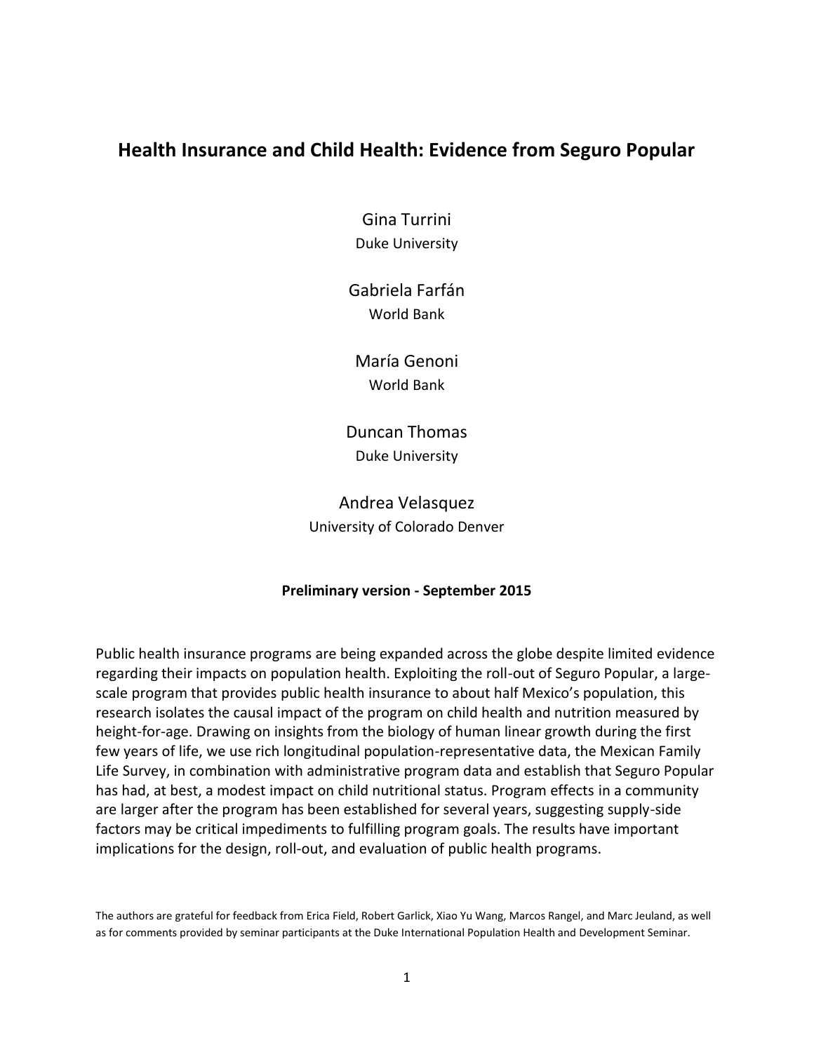# Health Insurance and Child Health: Evidence from Seguro Popular

Gina Turrini
Duke University

Gabriela Farfán
World Bank

María Genoni
World Bank

Duncan Thomas
Duke University

Andrea Velasquez
University of Colorado Denver

**Preliminary version - September 2015**

Public health insurance programs are being expanded across the globe despite limited evidence regarding their impacts on population health. Exploiting the roll-out of Seguro Popular, a large-scale program that provides public health insurance to about half Mexico's population, this research isolates the causal impact of the program on child health and nutrition measured by height-for-age. Drawing on insights from the biology of human linear growth during the first few years of life, we use rich longitudinal population-representative data, the Mexican Family Life Survey, in combination with administrative program data and establish that Seguro Popular has had, at best, a modest impact on child nutritional status. Program effects in a community are larger after the program has been established for several years, suggesting supply-side factors may be critical impediments to fulfilling program goals. The results have important implications for the design, roll-out, and evaluation of public health programs.

The authors are grateful for feedback from Erica Field, Robert Garlick, Xiao Yu Wang, Marcos Rangel, and Marc Jeuland, as well as for comments provided by seminar participants at the Duke International Population Health and Development Seminar.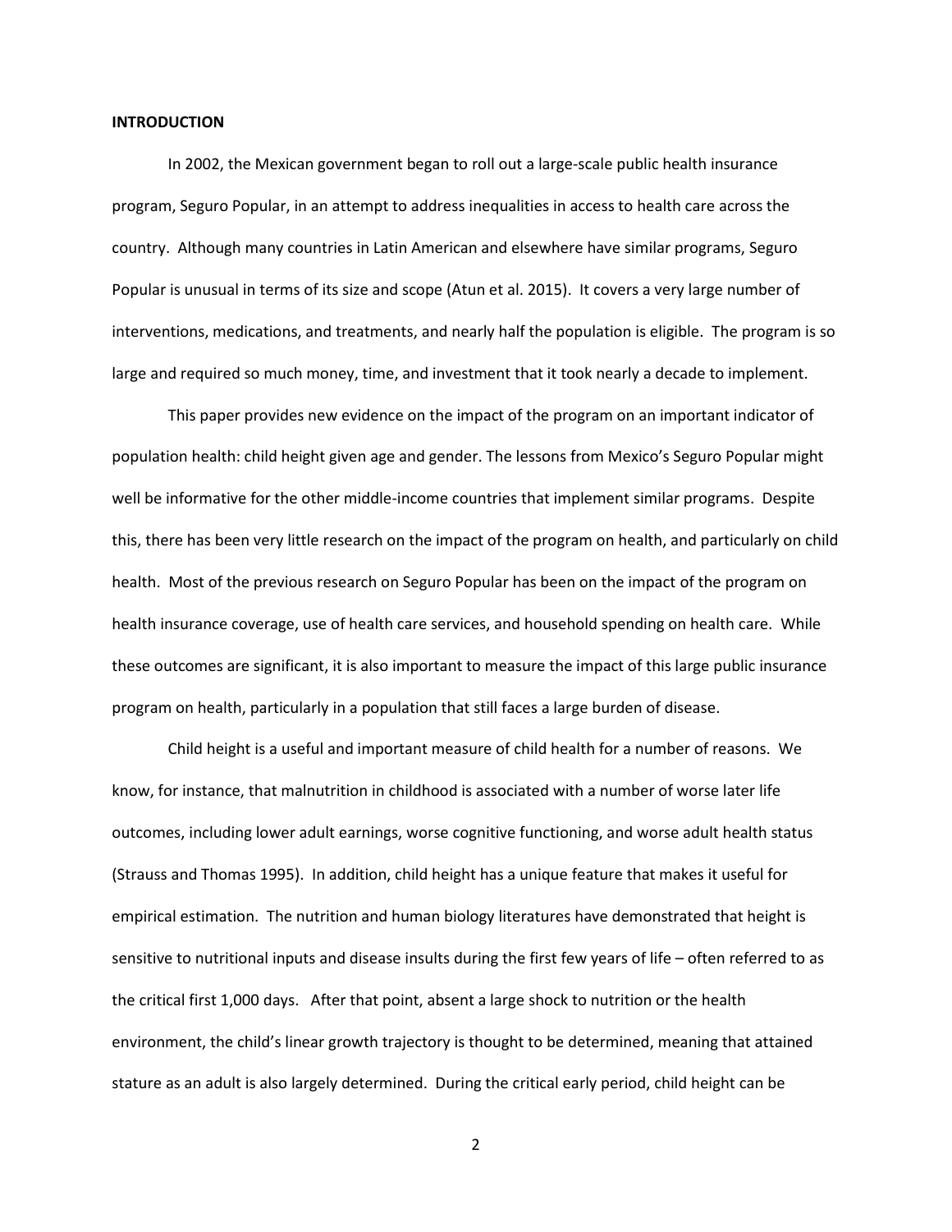**INTRODUCTION**

In 2002, the Mexican government began to roll out a large-scale public health insurance program, Seguro Popular, in an attempt to address inequalities in access to health care across the country. Although many countries in Latin American and elsewhere have similar programs, Seguro Popular is unusual in terms of its size and scope (Atun et al. 2015). It covers a very large number of interventions, medications, and treatments, and nearly half the population is eligible. The program is so large and required so much money, time, and investment that it took nearly a decade to implement.

This paper provides new evidence on the impact of the program on an important indicator of population health: child height given age and gender. The lessons from Mexico's Seguro Popular might well be informative for the other middle-income countries that implement similar programs. Despite this, there has been very little research on the impact of the program on health, and particularly on child health. Most of the previous research on Seguro Popular has been on the impact of the program on health insurance coverage, use of health care services, and household spending on health care. While these outcomes are significant, it is also important to measure the impact of this large public insurance program on health, particularly in a population that still faces a large burden of disease.

Child height is a useful and important measure of child health for a number of reasons. We know, for instance, that malnutrition in childhood is associated with a number of worse later life outcomes, including lower adult earnings, worse cognitive functioning, and worse adult health status (Strauss and Thomas 1995). In addition, child height has a unique feature that makes it useful for empirical estimation. The nutrition and human biology literatures have demonstrated that height is sensitive to nutritional inputs and disease insults during the first few years of life – often referred to as the critical first 1,000 days. After that point, absent a large shock to nutrition or the health environment, the child's linear growth trajectory is thought to be determined, meaning that attained stature as an adult is also largely determined. During the critical early period, child height can be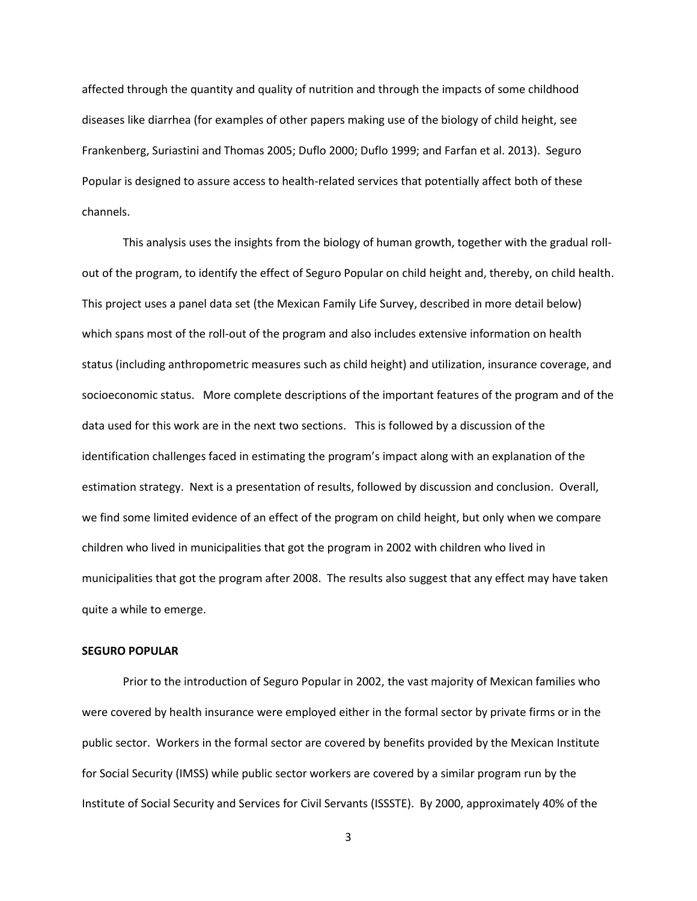affected through the quantity and quality of nutrition and through the impacts of some childhood diseases like diarrhea (for examples of other papers making use of the biology of child height, see Frankenberg, Suriastini and Thomas 2005; Duflo 2000; Duflo 1999; and Farfan et al. 2013). Seguro Popular is designed to assure access to health-related services that potentially affect both of these channels.

This analysis uses the insights from the biology of human growth, together with the gradual roll-out of the program, to identify the effect of Seguro Popular on child height and, thereby, on child health. This project uses a panel data set (the Mexican Family Life Survey, described in more detail below) which spans most of the roll-out of the program and also includes extensive information on health status (including anthropometric measures such as child height) and utilization, insurance coverage, and socioeconomic status. More complete descriptions of the important features of the program and of the data used for this work are in the next two sections. This is followed by a discussion of the identification challenges faced in estimating the program's impact along with an explanation of the estimation strategy. Next is a presentation of results, followed by discussion and conclusion. Overall, we find some limited evidence of an effect of the program on child height, but only when we compare children who lived in municipalities that got the program in 2002 with children who lived in municipalities that got the program after 2008. The results also suggest that any effect may have taken quite a while to emerge.

**SEGURO POPULAR**

Prior to the introduction of Seguro Popular in 2002, the vast majority of Mexican families who were covered by health insurance were employed either in the formal sector by private firms or in the public sector. Workers in the formal sector are covered by benefits provided by the Mexican Institute for Social Security (IMSS) while public sector workers are covered by a similar program run by the Institute of Social Security and Services for Civil Servants (ISSSTE). By 2000, approximately 40% of the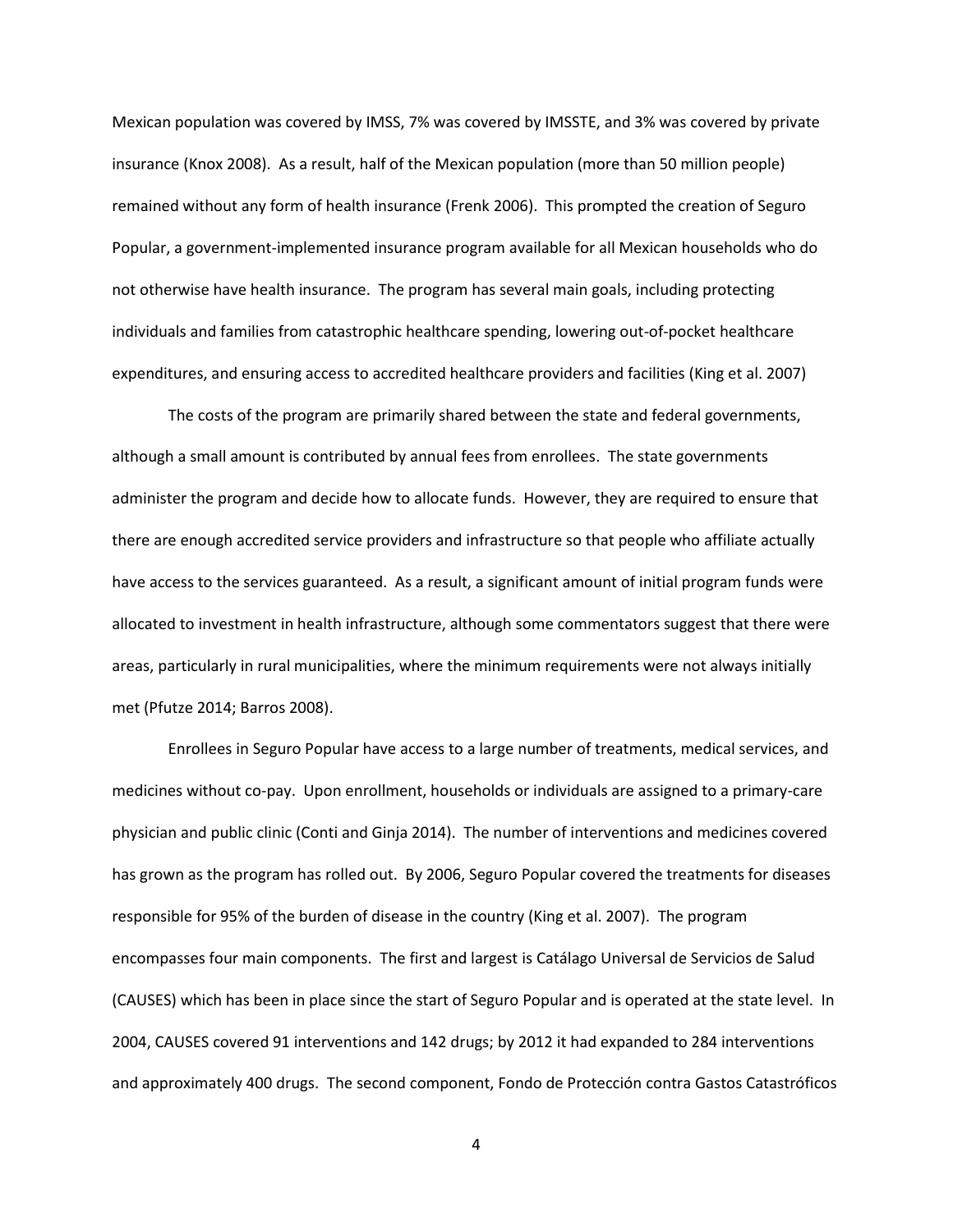Mexican population was covered by IMSS, 7% was covered by IMSSTE, and 3% was covered by private insurance (Knox 2008). As a result, half of the Mexican population (more than 50 million people) remained without any form of health insurance (Frenk 2006). This prompted the creation of Seguro Popular, a government-implemented insurance program available for all Mexican households who do not otherwise have health insurance. The program has several main goals, including protecting individuals and families from catastrophic healthcare spending, lowering out-of-pocket healthcare expenditures, and ensuring access to accredited healthcare providers and facilities (King et al. 2007)

The costs of the program are primarily shared between the state and federal governments, although a small amount is contributed by annual fees from enrollees. The state governments administer the program and decide how to allocate funds. However, they are required to ensure that there are enough accredited service providers and infrastructure so that people who affiliate actually have access to the services guaranteed. As a result, a significant amount of initial program funds were allocated to investment in health infrastructure, although some commentators suggest that there were areas, particularly in rural municipalities, where the minimum requirements were not always initially met (Pfutze 2014; Barros 2008).

Enrollees in Seguro Popular have access to a large number of treatments, medical services, and medicines without co-pay. Upon enrollment, households or individuals are assigned to a primary-care physician and public clinic (Conti and Ginja 2014). The number of interventions and medicines covered has grown as the program has rolled out. By 2006, Seguro Popular covered the treatments for diseases responsible for 95% of the burden of disease in the country (King et al. 2007). The program encompasses four main components. The first and largest is Catálago Universal de Servicios de Salud (CAUSES) which has been in place since the start of Seguro Popular and is operated at the state level. In 2004, CAUSES covered 91 interventions and 142 drugs; by 2012 it had expanded to 284 interventions and approximately 400 drugs. The second component, Fondo de Protección contra Gastos Catastróficos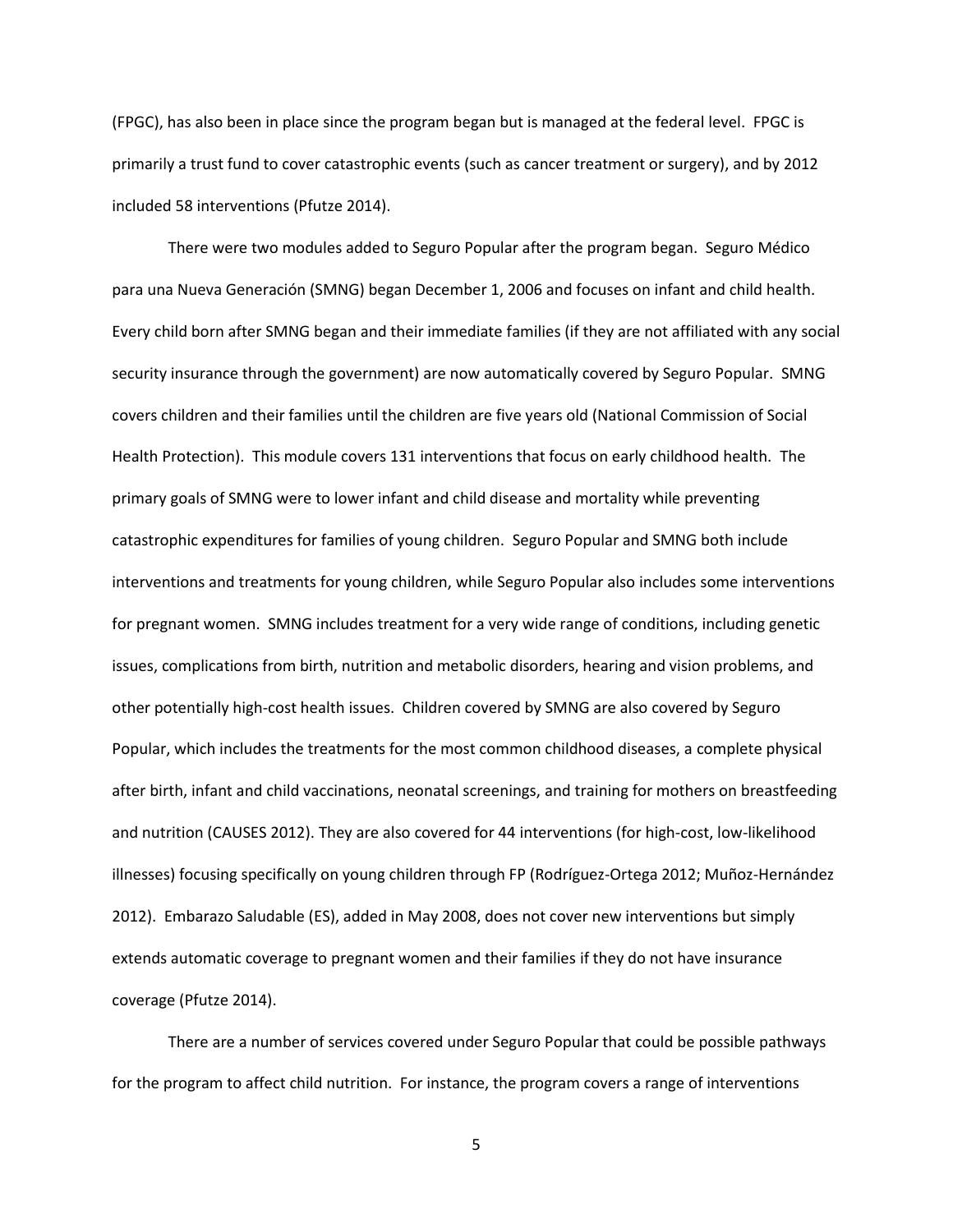(FPGC), has also been in place since the program began but is managed at the federal level. FPGC is primarily a trust fund to cover catastrophic events (such as cancer treatment or surgery), and by 2012 included 58 interventions (Pfutze 2014).

There were two modules added to Seguro Popular after the program began. Seguro Médico para una Nueva Generación (SMNG) began December 1, 2006 and focuses on infant and child health. Every child born after SMNG began and their immediate families (if they are not affiliated with any social security insurance through the government) are now automatically covered by Seguro Popular. SMNG covers children and their families until the children are five years old (National Commission of Social Health Protection). This module covers 131 interventions that focus on early childhood health. The primary goals of SMNG were to lower infant and child disease and mortality while preventing catastrophic expenditures for families of young children. Seguro Popular and SMNG both include interventions and treatments for young children, while Seguro Popular also includes some interventions for pregnant women. SMNG includes treatment for a very wide range of conditions, including genetic issues, complications from birth, nutrition and metabolic disorders, hearing and vision problems, and other potentially high-cost health issues. Children covered by SMNG are also covered by Seguro Popular, which includes the treatments for the most common childhood diseases, a complete physical after birth, infant and child vaccinations, neonatal screenings, and training for mothers on breastfeeding and nutrition (CAUSES 2012). They are also covered for 44 interventions (for high-cost, low-likelihood illnesses) focusing specifically on young children through FP (Rodríguez-Ortega 2012; Muñoz-Hernández 2012). Embarazo Saludable (ES), added in May 2008, does not cover new interventions but simply extends automatic coverage to pregnant women and their families if they do not have insurance coverage (Pfutze 2014).

There are a number of services covered under Seguro Popular that could be possible pathways for the program to affect child nutrition. For instance, the program covers a range of interventions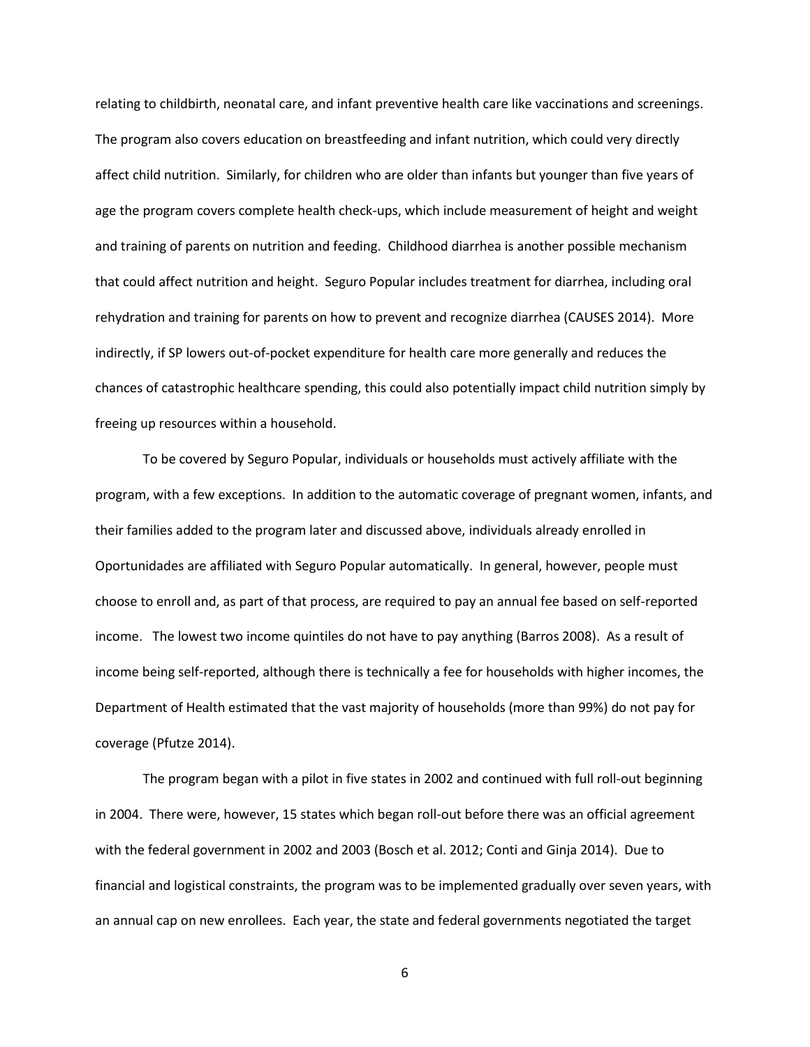relating to childbirth, neonatal care, and infant preventive health care like vaccinations and screenings. The program also covers education on breastfeeding and infant nutrition, which could very directly affect child nutrition. Similarly, for children who are older than infants but younger than five years of age the program covers complete health check-ups, which include measurement of height and weight and training of parents on nutrition and feeding. Childhood diarrhea is another possible mechanism that could affect nutrition and height. Seguro Popular includes treatment for diarrhea, including oral rehydration and training for parents on how to prevent and recognize diarrhea (CAUSES 2014). More indirectly, if SP lowers out-of-pocket expenditure for health care more generally and reduces the chances of catastrophic healthcare spending, this could also potentially impact child nutrition simply by freeing up resources within a household.

To be covered by Seguro Popular, individuals or households must actively affiliate with the program, with a few exceptions. In addition to the automatic coverage of pregnant women, infants, and their families added to the program later and discussed above, individuals already enrolled in Oportunidades are affiliated with Seguro Popular automatically. In general, however, people must choose to enroll and, as part of that process, are required to pay an annual fee based on self-reported income. The lowest two income quintiles do not have to pay anything (Barros 2008). As a result of income being self-reported, although there is technically a fee for households with higher incomes, the Department of Health estimated that the vast majority of households (more than 99%) do not pay for coverage (Pfutze 2014).

The program began with a pilot in five states in 2002 and continued with full roll-out beginning in 2004. There were, however, 15 states which began roll-out before there was an official agreement with the federal government in 2002 and 2003 (Bosch et al. 2012; Conti and Ginja 2014). Due to financial and logistical constraints, the program was to be implemented gradually over seven years, with an annual cap on new enrollees. Each year, the state and federal governments negotiated the target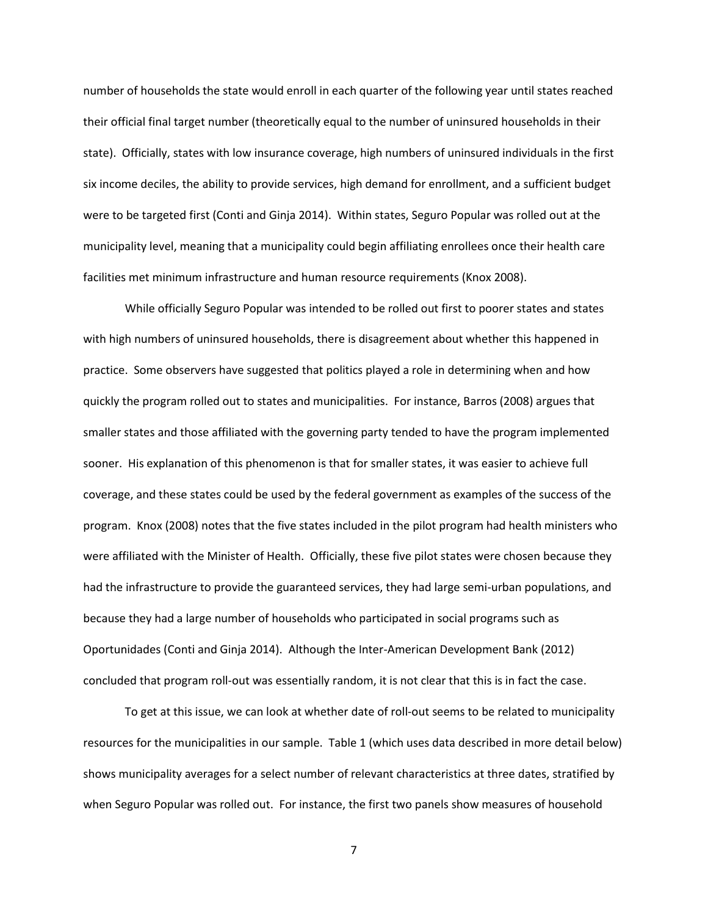number of households the state would enroll in each quarter of the following year until states reached their official final target number (theoretically equal to the number of uninsured households in their state). Officially, states with low insurance coverage, high numbers of uninsured individuals in the first six income deciles, the ability to provide services, high demand for enrollment, and a sufficient budget were to be targeted first (Conti and Ginja 2014). Within states, Seguro Popular was rolled out at the municipality level, meaning that a municipality could begin affiliating enrollees once their health care facilities met minimum infrastructure and human resource requirements (Knox 2008).

While officially Seguro Popular was intended to be rolled out first to poorer states and states with high numbers of uninsured households, there is disagreement about whether this happened in practice. Some observers have suggested that politics played a role in determining when and how quickly the program rolled out to states and municipalities. For instance, Barros (2008) argues that smaller states and those affiliated with the governing party tended to have the program implemented sooner. His explanation of this phenomenon is that for smaller states, it was easier to achieve full coverage, and these states could be used by the federal government as examples of the success of the program. Knox (2008) notes that the five states included in the pilot program had health ministers who were affiliated with the Minister of Health. Officially, these five pilot states were chosen because they had the infrastructure to provide the guaranteed services, they had large semi-urban populations, and because they had a large number of households who participated in social programs such as Oportunidades (Conti and Ginja 2014). Although the Inter-American Development Bank (2012) concluded that program roll-out was essentially random, it is not clear that this is in fact the case.

To get at this issue, we can look at whether date of roll-out seems to be related to municipality resources for the municipalities in our sample. Table 1 (which uses data described in more detail below) shows municipality averages for a select number of relevant characteristics at three dates, stratified by when Seguro Popular was rolled out. For instance, the first two panels show measures of household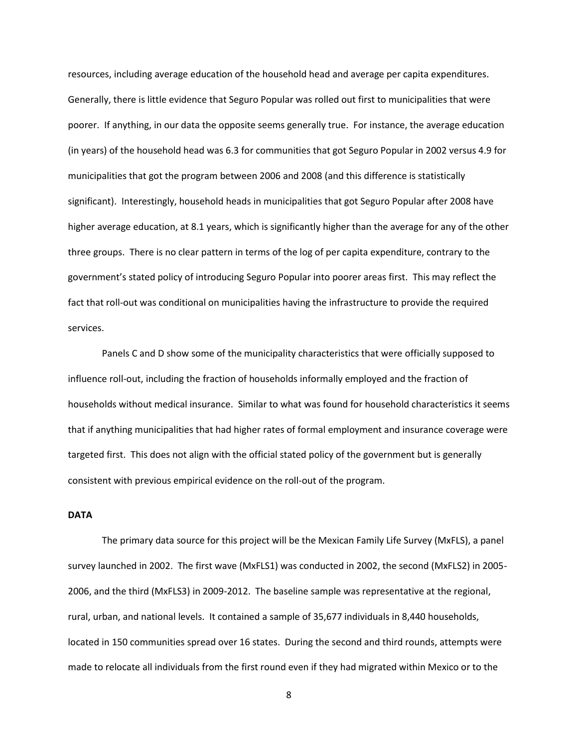resources, including average education of the household head and average per capita expenditures. Generally, there is little evidence that Seguro Popular was rolled out first to municipalities that were poorer. If anything, in our data the opposite seems generally true. For instance, the average education (in years) of the household head was 6.3 for communities that got Seguro Popular in 2002 versus 4.9 for municipalities that got the program between 2006 and 2008 (and this difference is statistically significant). Interestingly, household heads in municipalities that got Seguro Popular after 2008 have higher average education, at 8.1 years, which is significantly higher than the average for any of the other three groups. There is no clear pattern in terms of the log of per capita expenditure, contrary to the government's stated policy of introducing Seguro Popular into poorer areas first. This may reflect the fact that roll-out was conditional on municipalities having the infrastructure to provide the required services.

Panels C and D show some of the municipality characteristics that were officially supposed to influence roll-out, including the fraction of households informally employed and the fraction of households without medical insurance. Similar to what was found for household characteristics it seems that if anything municipalities that had higher rates of formal employment and insurance coverage were targeted first. This does not align with the official stated policy of the government but is generally consistent with previous empirical evidence on the roll-out of the program.

**DATA**

The primary data source for this project will be the Mexican Family Life Survey (MxFLS), a panel survey launched in 2002. The first wave (MxFLS1) was conducted in 2002, the second (MxFLS2) in 2005-2006, and the third (MxFLS3) in 2009-2012. The baseline sample was representative at the regional, rural, urban, and national levels. It contained a sample of 35,677 individuals in 8,440 households, located in 150 communities spread over 16 states. During the second and third rounds, attempts were made to relocate all individuals from the first round even if they had migrated within Mexico or to the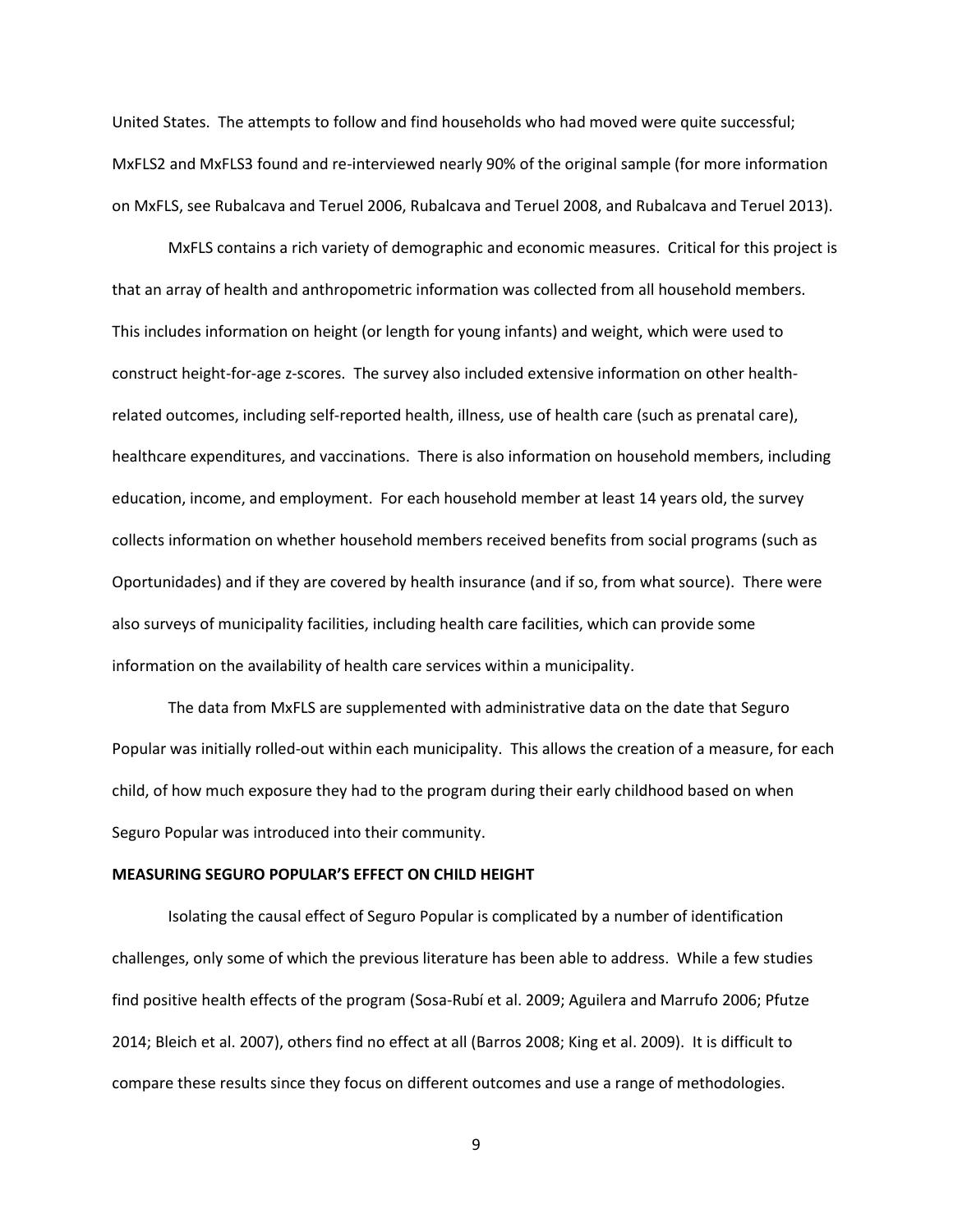United States. The attempts to follow and find households who had moved were quite successful; MxFLS2 and MxFLS3 found and re-interviewed nearly 90% of the original sample (for more information on MxFLS, see Rubalcava and Teruel 2006, Rubalcava and Teruel 2008, and Rubalcava and Teruel 2013).

MxFLS contains a rich variety of demographic and economic measures. Critical for this project is that an array of health and anthropometric information was collected from all household members. This includes information on height (or length for young infants) and weight, which were used to construct height-for-age z-scores. The survey also included extensive information on other health-related outcomes, including self-reported health, illness, use of health care (such as prenatal care), healthcare expenditures, and vaccinations. There is also information on household members, including education, income, and employment. For each household member at least 14 years old, the survey collects information on whether household members received benefits from social programs (such as Oportunidades) and if they are covered by health insurance (and if so, from what source). There were also surveys of municipality facilities, including health care facilities, which can provide some information on the availability of health care services within a municipality.

The data from MxFLS are supplemented with administrative data on the date that Seguro Popular was initially rolled-out within each municipality. This allows the creation of a measure, for each child, of how much exposure they had to the program during their early childhood based on when Seguro Popular was introduced into their community.

**MEASURING SEGURO POPULAR'S EFFECT ON CHILD HEIGHT**

Isolating the causal effect of Seguro Popular is complicated by a number of identification challenges, only some of which the previous literature has been able to address. While a few studies find positive health effects of the program (Sosa-Rubí et al. 2009; Aguilera and Marrufo 2006; Pfutze 2014; Bleich et al. 2007), others find no effect at all (Barros 2008; King et al. 2009). It is difficult to compare these results since they focus on different outcomes and use a range of methodologies.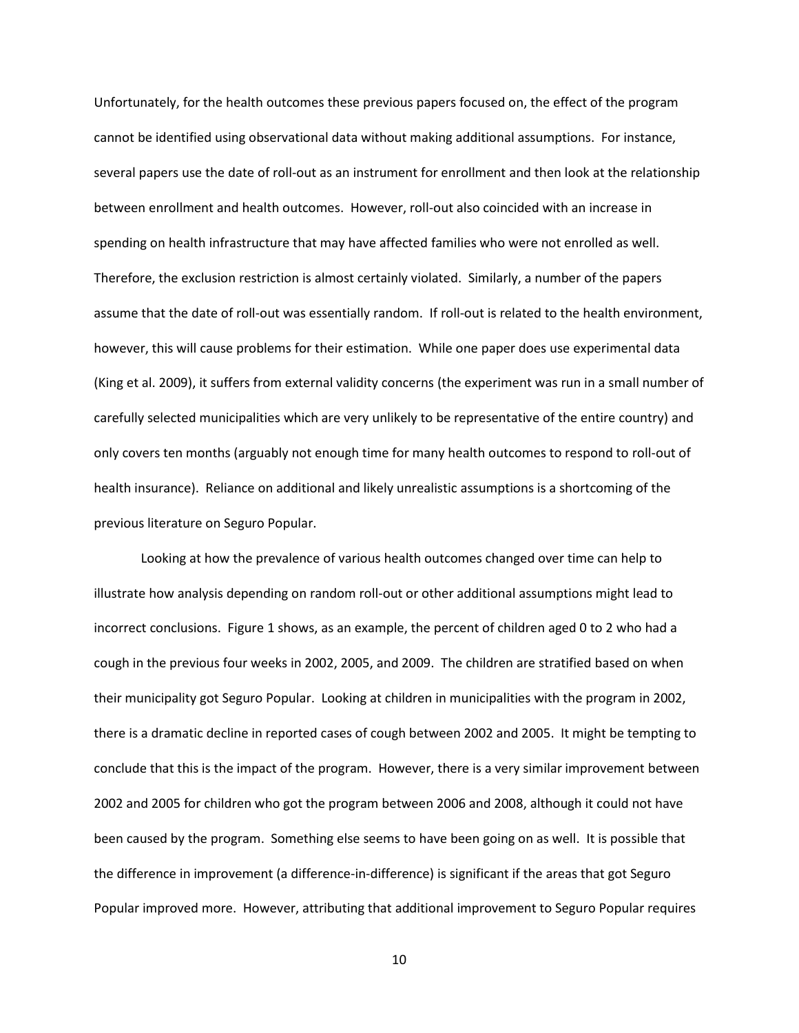Unfortunately, for the health outcomes these previous papers focused on, the effect of the program cannot be identified using observational data without making additional assumptions. For instance, several papers use the date of roll-out as an instrument for enrollment and then look at the relationship between enrollment and health outcomes. However, roll-out also coincided with an increase in spending on health infrastructure that may have affected families who were not enrolled as well. Therefore, the exclusion restriction is almost certainly violated. Similarly, a number of the papers assume that the date of roll-out was essentially random. If roll-out is related to the health environment, however, this will cause problems for their estimation. While one paper does use experimental data (King et al. 2009), it suffers from external validity concerns (the experiment was run in a small number of carefully selected municipalities which are very unlikely to be representative of the entire country) and only covers ten months (arguably not enough time for many health outcomes to respond to roll-out of health insurance). Reliance on additional and likely unrealistic assumptions is a shortcoming of the previous literature on Seguro Popular.

Looking at how the prevalence of various health outcomes changed over time can help to illustrate how analysis depending on random roll-out or other additional assumptions might lead to incorrect conclusions. Figure 1 shows, as an example, the percent of children aged 0 to 2 who had a cough in the previous four weeks in 2002, 2005, and 2009. The children are stratified based on when their municipality got Seguro Popular. Looking at children in municipalities with the program in 2002, there is a dramatic decline in reported cases of cough between 2002 and 2005. It might be tempting to conclude that this is the impact of the program. However, there is a very similar improvement between 2002 and 2005 for children who got the program between 2006 and 2008, although it could not have been caused by the program. Something else seems to have been going on as well. It is possible that the difference in improvement (a difference-in-difference) is significant if the areas that got Seguro Popular improved more. However, attributing that additional improvement to Seguro Popular requires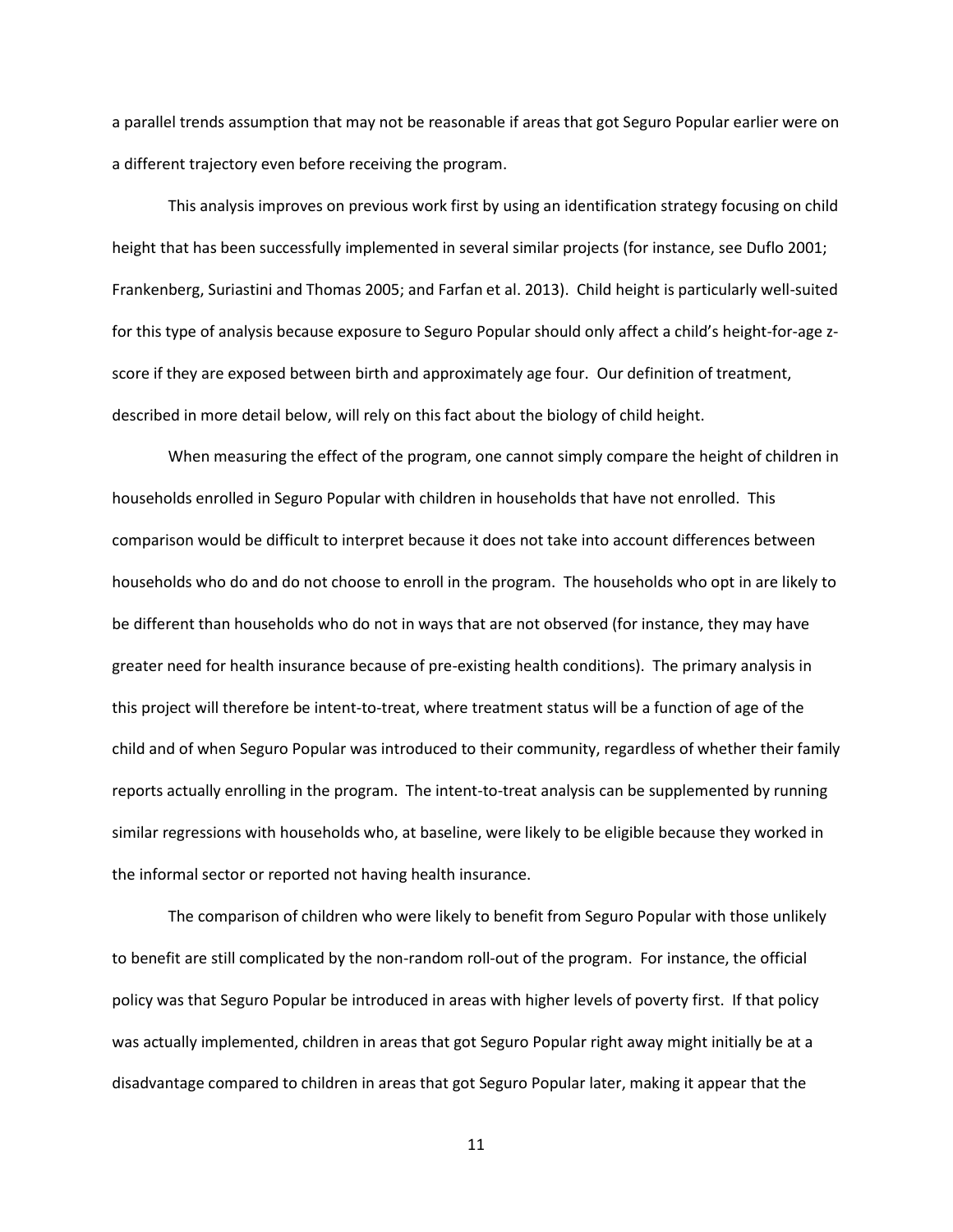a parallel trends assumption that may not be reasonable if areas that got Seguro Popular earlier were on a different trajectory even before receiving the program.

This analysis improves on previous work first by using an identification strategy focusing on child height that has been successfully implemented in several similar projects (for instance, see Duflo 2001; Frankenberg, Suriastini and Thomas 2005; and Farfan et al. 2013). Child height is particularly well-suited for this type of analysis because exposure to Seguro Popular should only affect a child's height-for-age z-score if they are exposed between birth and approximately age four. Our definition of treatment, described in more detail below, will rely on this fact about the biology of child height.

When measuring the effect of the program, one cannot simply compare the height of children in households enrolled in Seguro Popular with children in households that have not enrolled. This comparison would be difficult to interpret because it does not take into account differences between households who do and do not choose to enroll in the program. The households who opt in are likely to be different than households who do not in ways that are not observed (for instance, they may have greater need for health insurance because of pre-existing health conditions). The primary analysis in this project will therefore be intent-to-treat, where treatment status will be a function of age of the child and of when Seguro Popular was introduced to their community, regardless of whether their family reports actually enrolling in the program. The intent-to-treat analysis can be supplemented by running similar regressions with households who, at baseline, were likely to be eligible because they worked in the informal sector or reported not having health insurance.

The comparison of children who were likely to benefit from Seguro Popular with those unlikely to benefit are still complicated by the non-random roll-out of the program. For instance, the official policy was that Seguro Popular be introduced in areas with higher levels of poverty first. If that policy was actually implemented, children in areas that got Seguro Popular right away might initially be at a disadvantage compared to children in areas that got Seguro Popular later, making it appear that the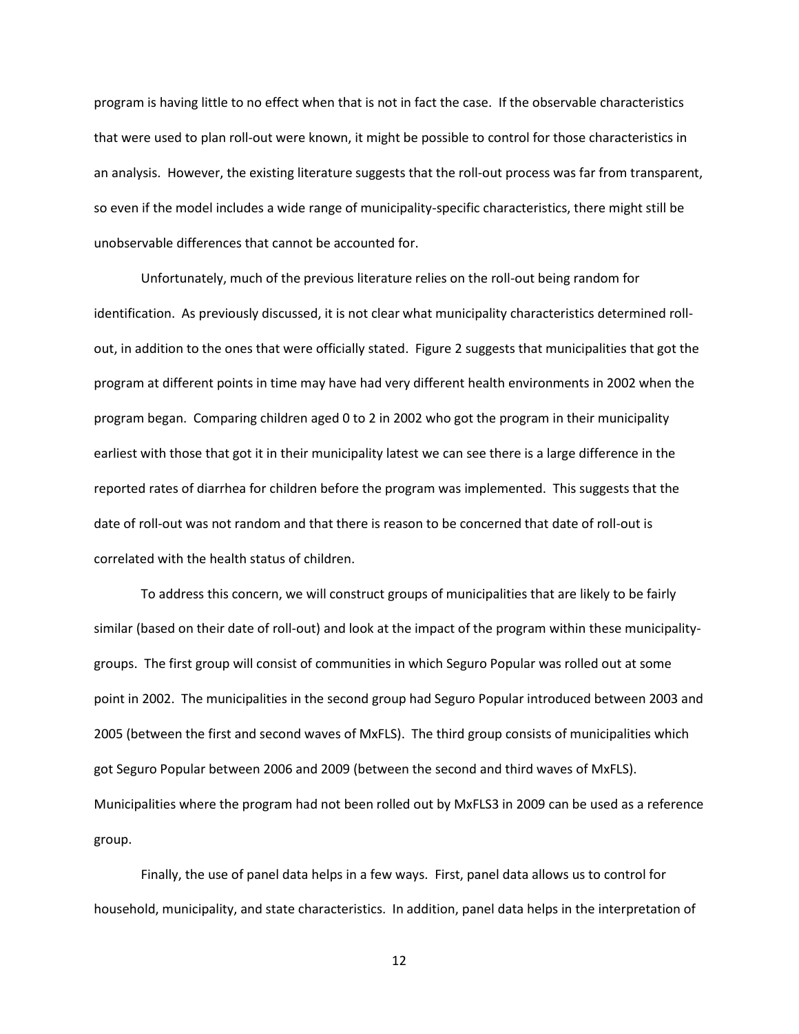program is having little to no effect when that is not in fact the case. If the observable characteristics that were used to plan roll-out were known, it might be possible to control for those characteristics in an analysis. However, the existing literature suggests that the roll-out process was far from transparent, so even if the model includes a wide range of municipality-specific characteristics, there might still be unobservable differences that cannot be accounted for.

Unfortunately, much of the previous literature relies on the roll-out being random for identification. As previously discussed, it is not clear what municipality characteristics determined roll-out, in addition to the ones that were officially stated. Figure 2 suggests that municipalities that got the program at different points in time may have had very different health environments in 2002 when the program began. Comparing children aged 0 to 2 in 2002 who got the program in their municipality earliest with those that got it in their municipality latest we can see there is a large difference in the reported rates of diarrhea for children before the program was implemented. This suggests that the date of roll-out was not random and that there is reason to be concerned that date of roll-out is correlated with the health status of children.

To address this concern, we will construct groups of municipalities that are likely to be fairly similar (based on their date of roll-out) and look at the impact of the program within these municipality-groups. The first group will consist of communities in which Seguro Popular was rolled out at some point in 2002. The municipalities in the second group had Seguro Popular introduced between 2003 and 2005 (between the first and second waves of MxFLS). The third group consists of municipalities which got Seguro Popular between 2006 and 2009 (between the second and third waves of MxFLS). Municipalities where the program had not been rolled out by MxFLS3 in 2009 can be used as a reference group.

Finally, the use of panel data helps in a few ways. First, panel data allows us to control for household, municipality, and state characteristics. In addition, panel data helps in the interpretation of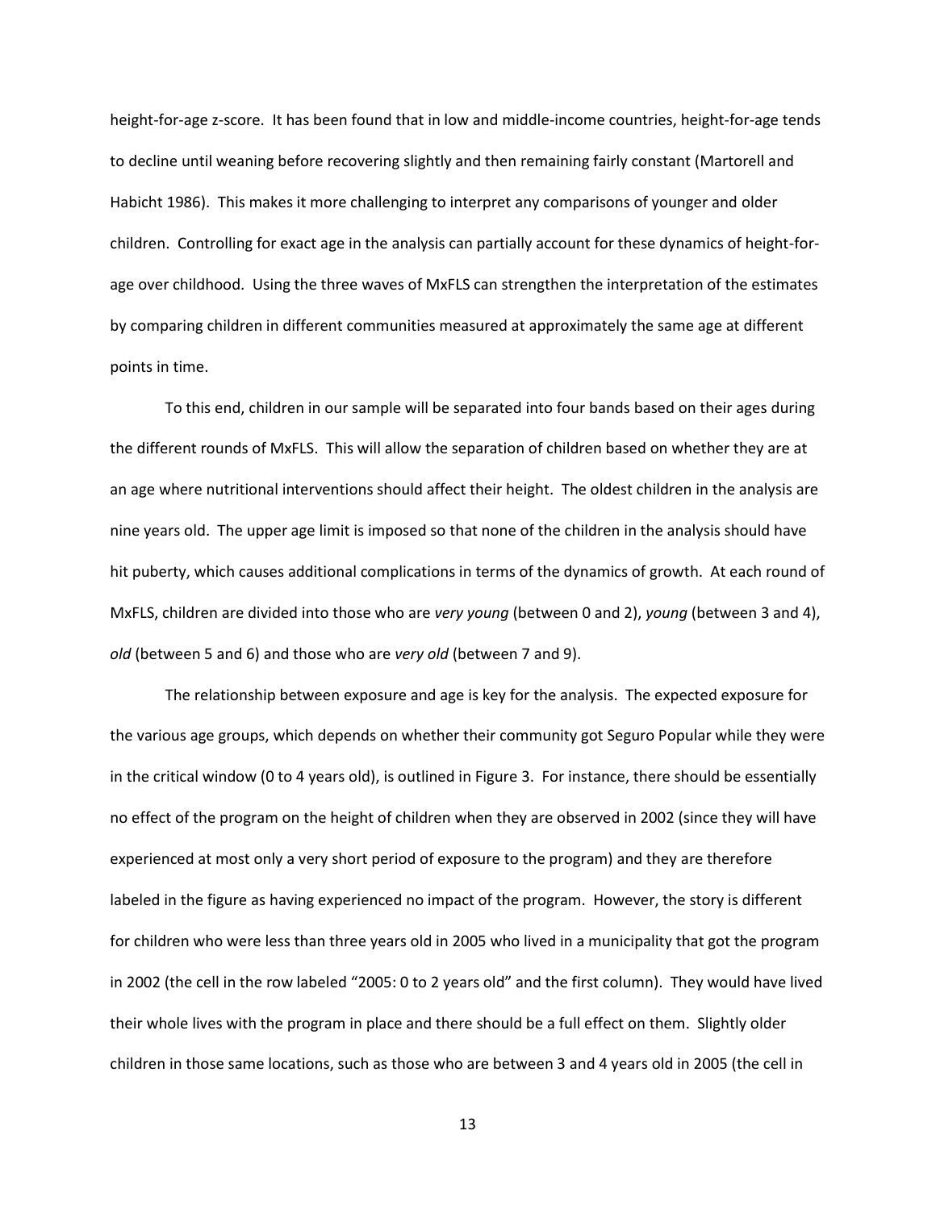height-for-age z-score. It has been found that in low and middle-income countries, height-for-age tends to decline until weaning before recovering slightly and then remaining fairly constant (Martorell and Habicht 1986). This makes it more challenging to interpret any comparisons of younger and older children. Controlling for exact age in the analysis can partially account for these dynamics of height-for-age over childhood. Using the three waves of MxFLS can strengthen the interpretation of the estimates by comparing children in different communities measured at approximately the same age at different points in time.

To this end, children in our sample will be separated into four bands based on their ages during the different rounds of MxFLS. This will allow the separation of children based on whether they are at an age where nutritional interventions should affect their height. The oldest children in the analysis are nine years old. The upper age limit is imposed so that none of the children in the analysis should have hit puberty, which causes additional complications in terms of the dynamics of growth. At each round of MxFLS, children are divided into those who are *very young* (between 0 and 2), *young* (between 3 and 4), *old* (between 5 and 6) and those who are *very old* (between 7 and 9).

The relationship between exposure and age is key for the analysis. The expected exposure for the various age groups, which depends on whether their community got Seguro Popular while they were in the critical window (0 to 4 years old), is outlined in Figure 3. For instance, there should be essentially no effect of the program on the height of children when they are observed in 2002 (since they will have experienced at most only a very short period of exposure to the program) and they are therefore labeled in the figure as having experienced no impact of the program. However, the story is different for children who were less than three years old in 2005 who lived in a municipality that got the program in 2002 (the cell in the row labeled "2005: 0 to 2 years old" and the first column). They would have lived their whole lives with the program in place and there should be a full effect on them. Slightly older children in those same locations, such as those who are between 3 and 4 years old in 2005 (the cell in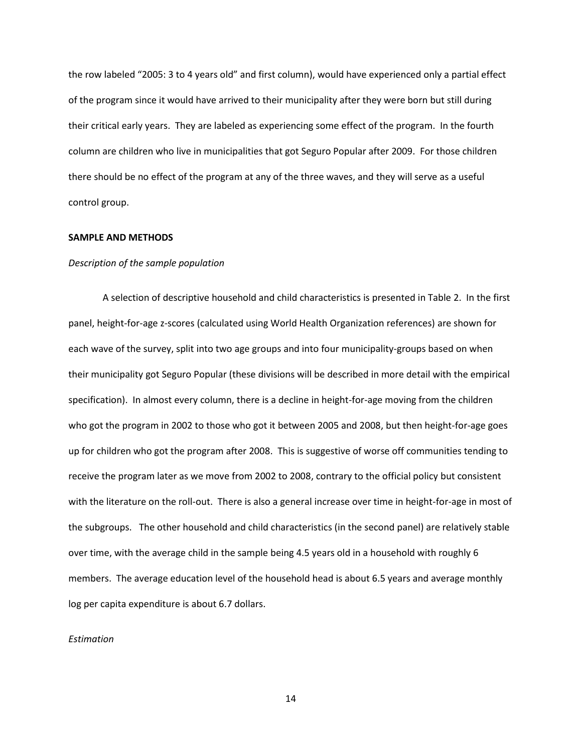the row labeled "2005: 3 to 4 years old" and first column), would have experienced only a partial effect of the program since it would have arrived to their municipality after they were born but still during their critical early years. They are labeled as experiencing some effect of the program. In the fourth column are children who live in municipalities that got Seguro Popular after 2009. For those children there should be no effect of the program at any of the three waves, and they will serve as a useful control group.

## SAMPLE AND METHODS

### *Description of the sample population*

A selection of descriptive household and child characteristics is presented in Table 2. In the first panel, height-for-age z-scores (calculated using World Health Organization references) are shown for each wave of the survey, split into two age groups and into four municipality-groups based on when their municipality got Seguro Popular (these divisions will be described in more detail with the empirical specification). In almost every column, there is a decline in height-for-age moving from the children who got the program in 2002 to those who got it between 2005 and 2008, but then height-for-age goes up for children who got the program after 2008. This is suggestive of worse off communities tending to receive the program later as we move from 2002 to 2008, contrary to the official policy but consistent with the literature on the roll-out. There is also a general increase over time in height-for-age in most of the subgroups. The other household and child characteristics (in the second panel) are relatively stable over time, with the average child in the sample being 4.5 years old in a household with roughly 6 members. The average education level of the household head is about 6.5 years and average monthly log per capita expenditure is about 6.7 dollars.

### *Estimation*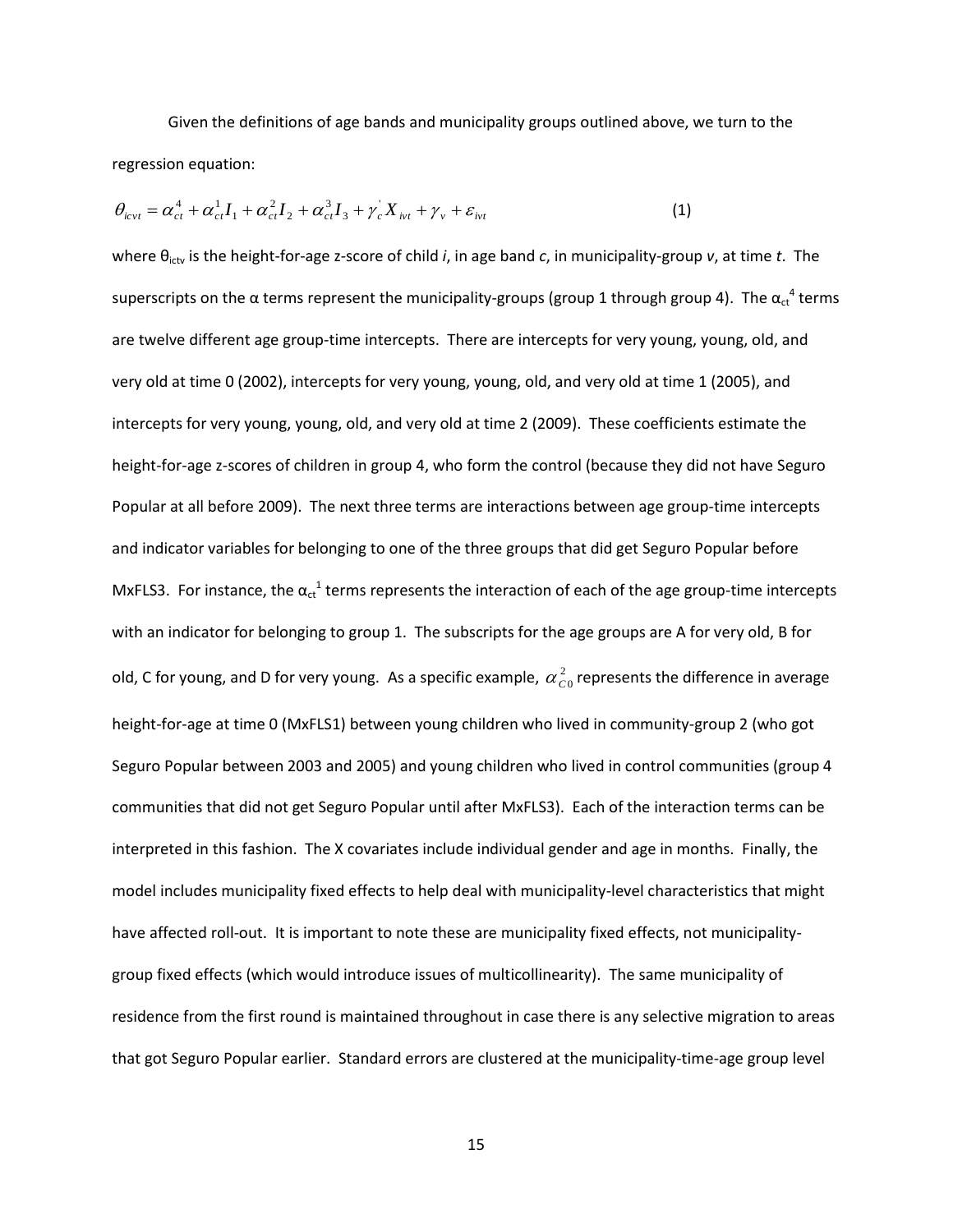Given the definitions of age bands and municipality groups outlined above, we turn to the regression equation:

$$\theta_{icvt} = \alpha_{ct}^{4} + \alpha_{ct}^{1} I_1 + \alpha_{ct}^{2} I_2 + \alpha_{ct}^{3} I_3 + \gamma_c^{'} X_{ivt} + \gamma_v + \varepsilon_{ivt} \tag{1}$$

where $\theta_{ictv}$ is the height-for-age z-score of child *i*, in age band *c*, in municipality-group *v*, at time *t*. The superscripts on the α terms represent the municipality-groups (group 1 through group 4). The $\alpha_{ct}^{4}$ terms are twelve different age group-time intercepts. There are intercepts for very young, young, old, and very old at time 0 (2002), intercepts for very young, young, old, and very old at time 1 (2005), and intercepts for very young, young, old, and very old at time 2 (2009). These coefficients estimate the height-for-age z-scores of children in group 4, who form the control (because they did not have Seguro Popular at all before 2009). The next three terms are interactions between age group-time intercepts and indicator variables for belonging to one of the three groups that did get Seguro Popular before MxFLS3. For instance, the $\alpha_{ct}^{1}$ terms represents the interaction of each of the age group-time intercepts with an indicator for belonging to group 1. The subscripts for the age groups are A for very old, B for old, C for young, and D for very young. As a specific example, $\alpha_{C0}^{2}$ represents the difference in average height-for-age at time 0 (MxFLS1) between young children who lived in community-group 2 (who got Seguro Popular between 2003 and 2005) and young children who lived in control communities (group 4 communities that did not get Seguro Popular until after MxFLS3). Each of the interaction terms can be interpreted in this fashion. The X covariates include individual gender and age in months. Finally, the model includes municipality fixed effects to help deal with municipality-level characteristics that might have affected roll-out. It is important to note these are municipality fixed effects, not municipality-group fixed effects (which would introduce issues of multicollinearity). The same municipality of residence from the first round is maintained throughout in case there is any selective migration to areas that got Seguro Popular earlier. Standard errors are clustered at the municipality-time-age group level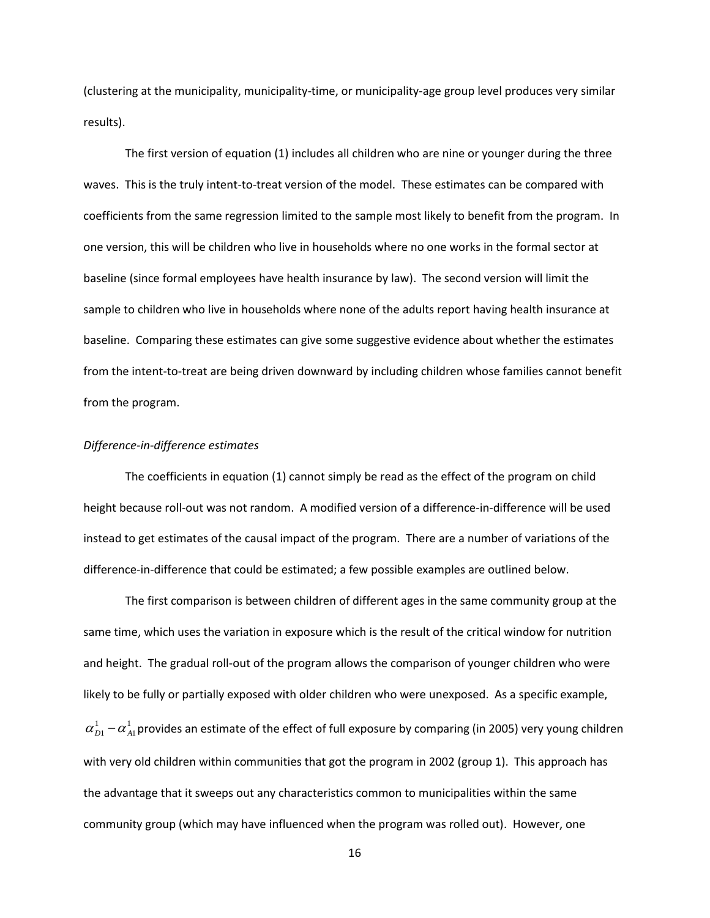(clustering at the municipality, municipality-time, or municipality-age group level produces very similar results).

The first version of equation (1) includes all children who are nine or younger during the three waves. This is the truly intent-to-treat version of the model. These estimates can be compared with coefficients from the same regression limited to the sample most likely to benefit from the program. In one version, this will be children who live in households where no one works in the formal sector at baseline (since formal employees have health insurance by law). The second version will limit the sample to children who live in households where none of the adults report having health insurance at baseline. Comparing these estimates can give some suggestive evidence about whether the estimates from the intent-to-treat are being driven downward by including children whose families cannot benefit from the program.

*Difference-in-difference estimates*

The coefficients in equation (1) cannot simply be read as the effect of the program on child height because roll-out was not random. A modified version of a difference-in-difference will be used instead to get estimates of the causal impact of the program. There are a number of variations of the difference-in-difference that could be estimated; a few possible examples are outlined below.

The first comparison is between children of different ages in the same community group at the same time, which uses the variation in exposure which is the result of the critical window for nutrition and height. The gradual roll-out of the program allows the comparison of younger children who were likely to be fully or partially exposed with older children who were unexposed. As a specific example, $\alpha_{D1}^{1} - \alpha_{A1}^{1}$ provides an estimate of the effect of full exposure by comparing (in 2005) very young children with very old children within communities that got the program in 2002 (group 1). This approach has the advantage that it sweeps out any characteristics common to municipalities within the same community group (which may have influenced when the program was rolled out). However, one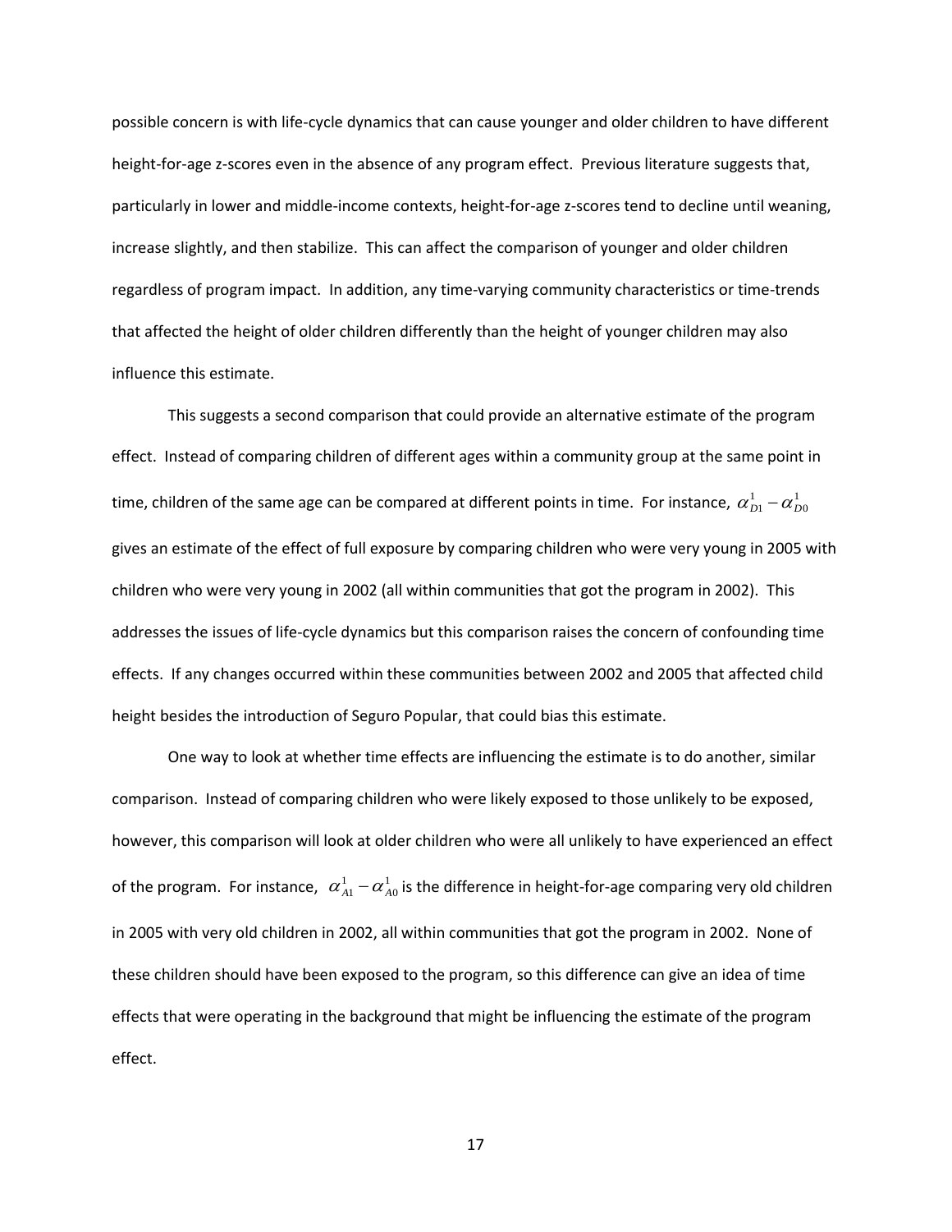possible concern is with life-cycle dynamics that can cause younger and older children to have different height-for-age z-scores even in the absence of any program effect. Previous literature suggests that, particularly in lower and middle-income contexts, height-for-age z-scores tend to decline until weaning, increase slightly, and then stabilize. This can affect the comparison of younger and older children regardless of program impact. In addition, any time-varying community characteristics or time-trends that affected the height of older children differently than the height of younger children may also influence this estimate.

This suggests a second comparison that could provide an alternative estimate of the program effect. Instead of comparing children of different ages within a community group at the same point in time, children of the same age can be compared at different points in time. For instance, $\alpha_{D1}^{1} - \alpha_{D0}^{1}$ gives an estimate of the effect of full exposure by comparing children who were very young in 2005 with children who were very young in 2002 (all within communities that got the program in 2002). This addresses the issues of life-cycle dynamics but this comparison raises the concern of confounding time effects. If any changes occurred within these communities between 2002 and 2005 that affected child height besides the introduction of Seguro Popular, that could bias this estimate.

One way to look at whether time effects are influencing the estimate is to do another, similar comparison. Instead of comparing children who were likely exposed to those unlikely to be exposed, however, this comparison will look at older children who were all unlikely to have experienced an effect of the program. For instance, $\alpha_{A1}^{1} - \alpha_{A0}^{1}$ is the difference in height-for-age comparing very old children in 2005 with very old children in 2002, all within communities that got the program in 2002. None of these children should have been exposed to the program, so this difference can give an idea of time effects that were operating in the background that might be influencing the estimate of the program effect.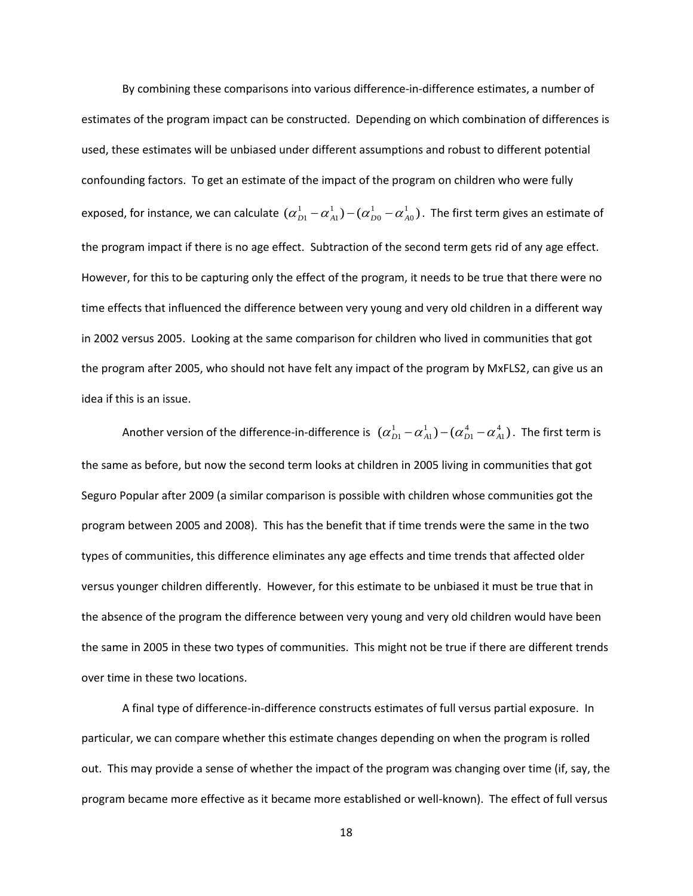By combining these comparisons into various difference-in-difference estimates, a number of estimates of the program impact can be constructed. Depending on which combination of differences is used, these estimates will be unbiased under different assumptions and robust to different potential confounding factors. To get an estimate of the impact of the program on children who were fully exposed, for instance, we can calculate $(\alpha^1_{D1} - \alpha^1_{A1}) - (\alpha^1_{D0} - \alpha^1_{A0})$. The first term gives an estimate of the program impact if there is no age effect. Subtraction of the second term gets rid of any age effect. However, for this to be capturing only the effect of the program, it needs to be true that there were no time effects that influenced the difference between very young and very old children in a different way in 2002 versus 2005. Looking at the same comparison for children who lived in communities that got the program after 2005, who should not have felt any impact of the program by MxFLS2, can give us an idea if this is an issue.

Another version of the difference-in-difference is $(\alpha^1_{D1} - \alpha^1_{A1}) - (\alpha^4_{D1} - \alpha^4_{A1})$. The first term is the same as before, but now the second term looks at children in 2005 living in communities that got Seguro Popular after 2009 (a similar comparison is possible with children whose communities got the program between 2005 and 2008). This has the benefit that if time trends were the same in the two types of communities, this difference eliminates any age effects and time trends that affected older versus younger children differently. However, for this estimate to be unbiased it must be true that in the absence of the program the difference between very young and very old children would have been the same in 2005 in these two types of communities. This might not be true if there are different trends over time in these two locations.

A final type of difference-in-difference constructs estimates of full versus partial exposure. In particular, we can compare whether this estimate changes depending on when the program is rolled out. This may provide a sense of whether the impact of the program was changing over time (if, say, the program became more effective as it became more established or well-known). The effect of full versus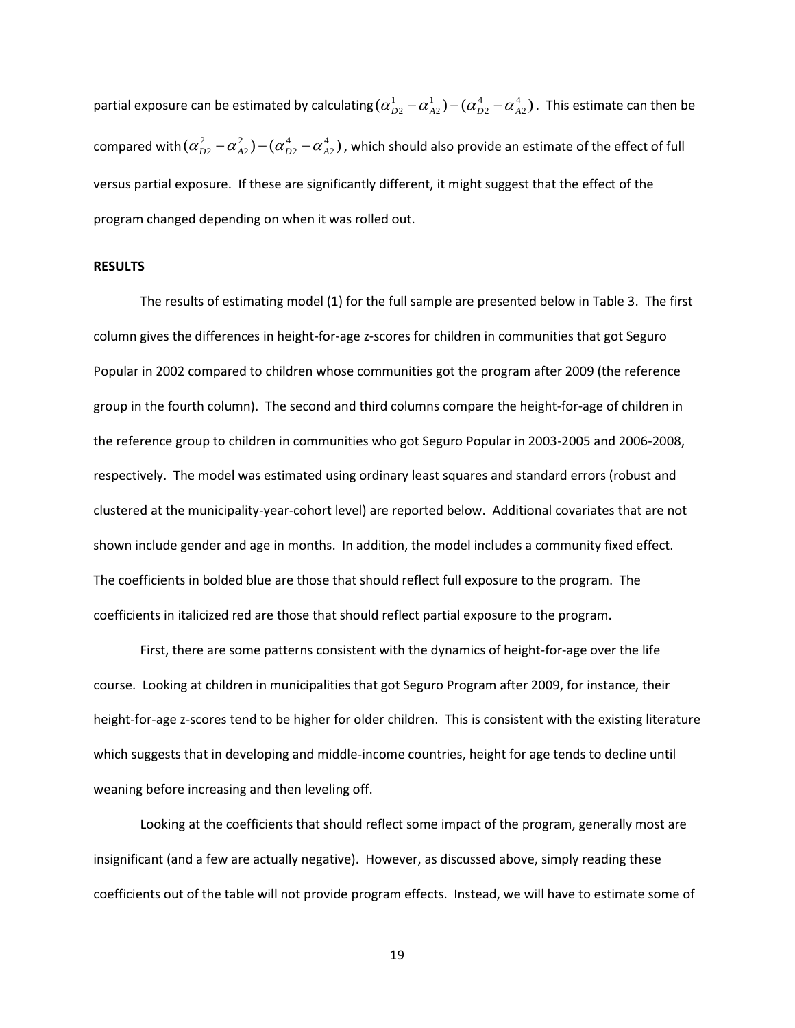partial exposure can be estimated by calculating $(\alpha_{D2}^{1} - \alpha_{A2}^{1}) - (\alpha_{D2}^{4} - \alpha_{A2}^{4})$. This estimate can then be compared with $(\alpha_{D2}^{2} - \alpha_{A2}^{2}) - (\alpha_{D2}^{4} - \alpha_{A2}^{4})$, which should also provide an estimate of the effect of full versus partial exposure. If these are significantly different, it might suggest that the effect of the program changed depending on when it was rolled out.

**RESULTS**

The results of estimating model (1) for the full sample are presented below in Table 3. The first column gives the differences in height-for-age z-scores for children in communities that got Seguro Popular in 2002 compared to children whose communities got the program after 2009 (the reference group in the fourth column). The second and third columns compare the height-for-age of children in the reference group to children in communities who got Seguro Popular in 2003-2005 and 2006-2008, respectively. The model was estimated using ordinary least squares and standard errors (robust and clustered at the municipality-year-cohort level) are reported below. Additional covariates that are not shown include gender and age in months. In addition, the model includes a community fixed effect. The coefficients in bolded blue are those that should reflect full exposure to the program. The coefficients in italicized red are those that should reflect partial exposure to the program.

First, there are some patterns consistent with the dynamics of height-for-age over the life course. Looking at children in municipalities that got Seguro Program after 2009, for instance, their height-for-age z-scores tend to be higher for older children. This is consistent with the existing literature which suggests that in developing and middle-income countries, height for age tends to decline until weaning before increasing and then leveling off.

Looking at the coefficients that should reflect some impact of the program, generally most are insignificant (and a few are actually negative). However, as discussed above, simply reading these coefficients out of the table will not provide program effects. Instead, we will have to estimate some of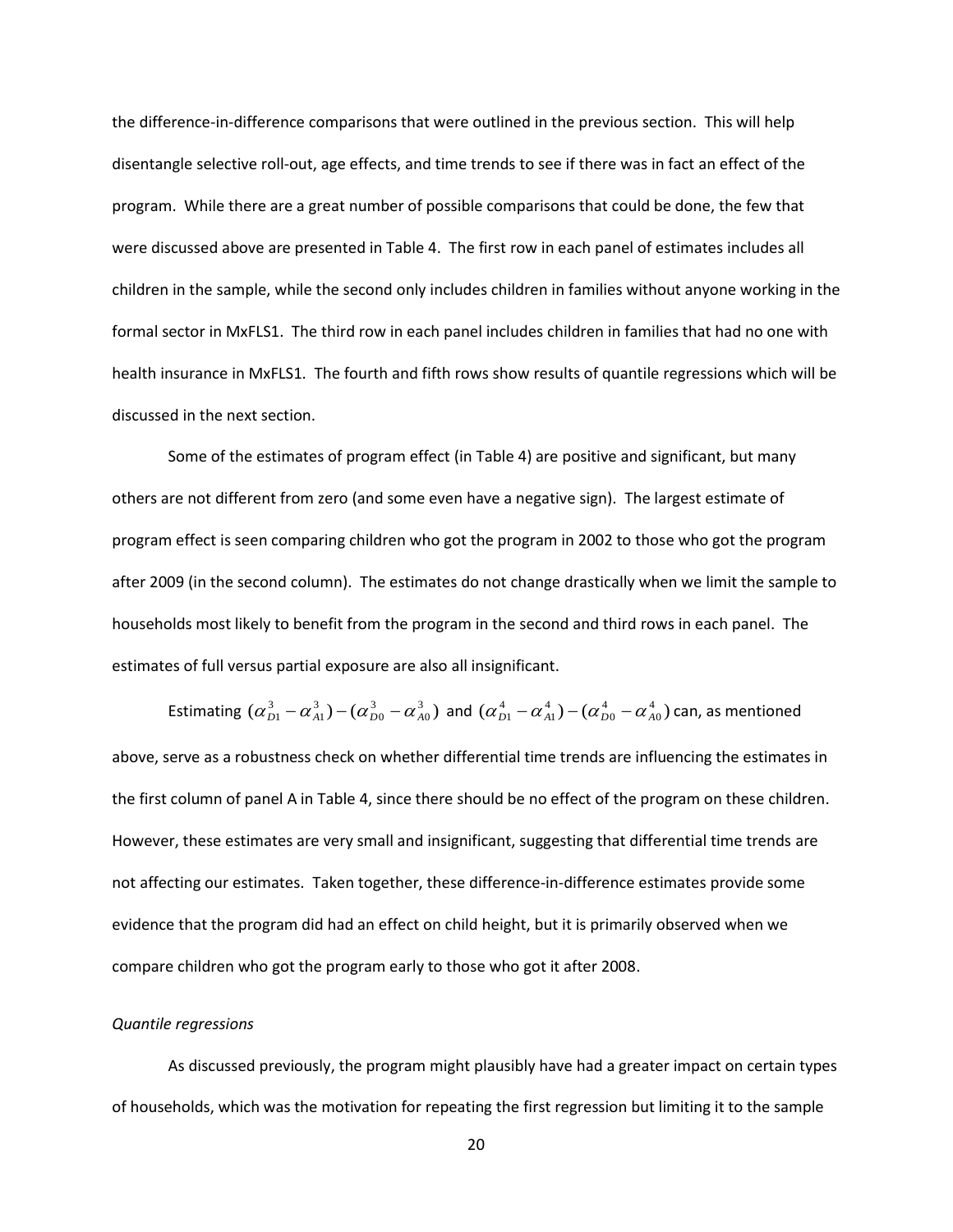the difference-in-difference comparisons that were outlined in the previous section. This will help disentangle selective roll-out, age effects, and time trends to see if there was in fact an effect of the program. While there are a great number of possible comparisons that could be done, the few that were discussed above are presented in Table 4. The first row in each panel of estimates includes all children in the sample, while the second only includes children in families without anyone working in the formal sector in MxFLS1. The third row in each panel includes children in families that had no one with health insurance in MxFLS1. The fourth and fifth rows show results of quantile regressions which will be discussed in the next section.

Some of the estimates of program effect (in Table 4) are positive and significant, but many others are not different from zero (and some even have a negative sign). The largest estimate of program effect is seen comparing children who got the program in 2002 to those who got the program after 2009 (in the second column). The estimates do not change drastically when we limit the sample to households most likely to benefit from the program in the second and third rows in each panel. The estimates of full versus partial exposure are also all insignificant.

Estimating $(\alpha_{D1}^{3} - \alpha_{A1}^{3}) - (\alpha_{D0}^{3} - \alpha_{A0}^{3})$ and $(\alpha_{D1}^{4} - \alpha_{A1}^{4}) - (\alpha_{D0}^{4} - \alpha_{A0}^{4})$ can, as mentioned above, serve as a robustness check on whether differential time trends are influencing the estimates in the first column of panel A in Table 4, since there should be no effect of the program on these children. However, these estimates are very small and insignificant, suggesting that differential time trends are not affecting our estimates. Taken together, these difference-in-difference estimates provide some evidence that the program did had an effect on child height, but it is primarily observed when we compare children who got the program early to those who got it after 2008.

*Quantile regressions*

As discussed previously, the program might plausibly have had a greater impact on certain types of households, which was the motivation for repeating the first regression but limiting it to the sample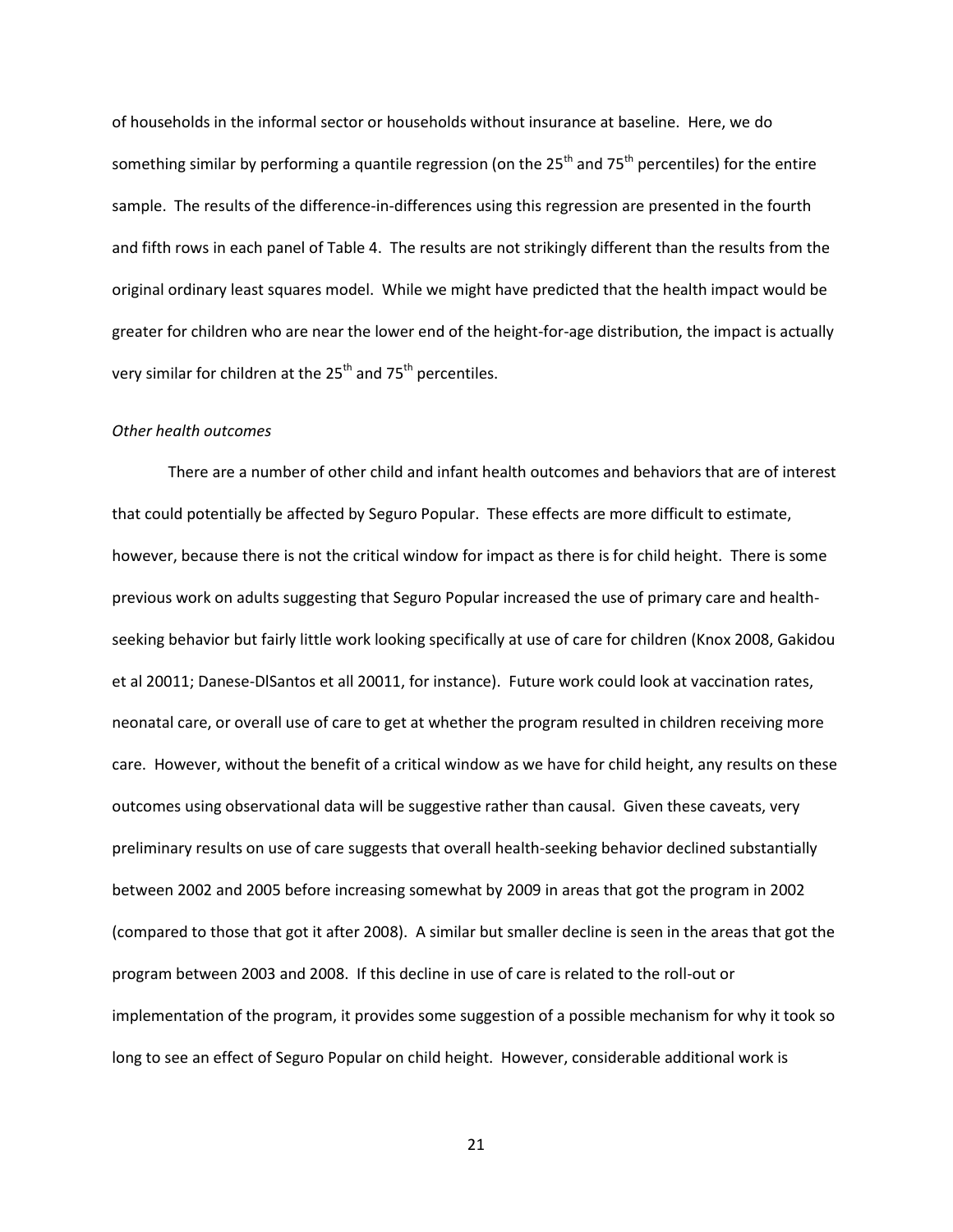of households in the informal sector or households without insurance at baseline. Here, we do something similar by performing a quantile regression (on the 25th and 75th percentiles) for the entire sample. The results of the difference-in-differences using this regression are presented in the fourth and fifth rows in each panel of Table 4. The results are not strikingly different than the results from the original ordinary least squares model. While we might have predicted that the health impact would be greater for children who are near the lower end of the height-for-age distribution, the impact is actually very similar for children at the 25th and 75th percentiles.

*Other health outcomes*

There are a number of other child and infant health outcomes and behaviors that are of interest that could potentially be affected by Seguro Popular. These effects are more difficult to estimate, however, because there is not the critical window for impact as there is for child height. There is some previous work on adults suggesting that Seguro Popular increased the use of primary care and health-seeking behavior but fairly little work looking specifically at use of care for children (Knox 2008, Gakidou et al 20011; Danese-DlSantos et all 20011, for instance). Future work could look at vaccination rates, neonatal care, or overall use of care to get at whether the program resulted in children receiving more care. However, without the benefit of a critical window as we have for child height, any results on these outcomes using observational data will be suggestive rather than causal. Given these caveats, very preliminary results on use of care suggests that overall health-seeking behavior declined substantially between 2002 and 2005 before increasing somewhat by 2009 in areas that got the program in 2002 (compared to those that got it after 2008). A similar but smaller decline is seen in the areas that got the program between 2003 and 2008. If this decline in use of care is related to the roll-out or implementation of the program, it provides some suggestion of a possible mechanism for why it took so long to see an effect of Seguro Popular on child height. However, considerable additional work is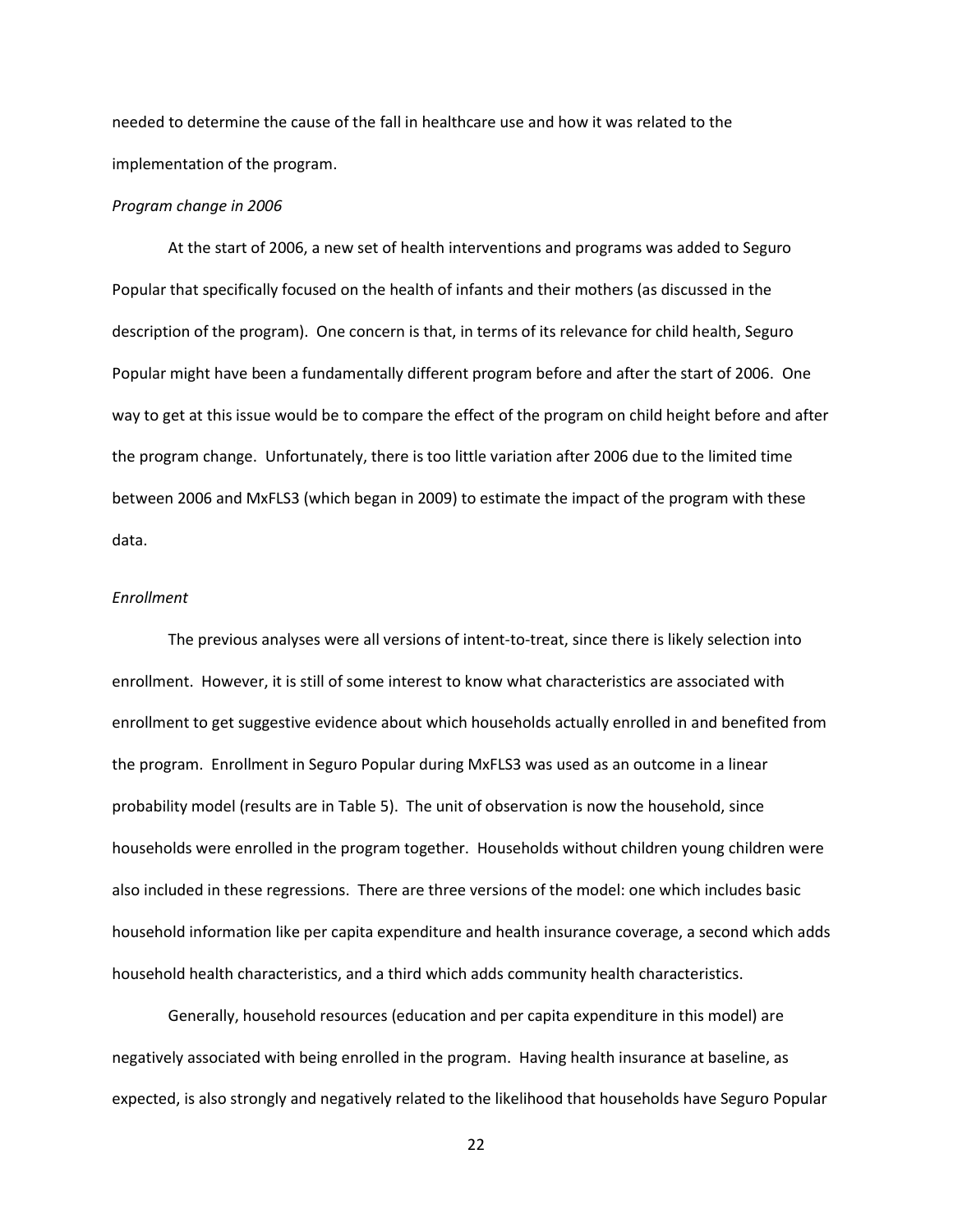needed to determine the cause of the fall in healthcare use and how it was related to the implementation of the program.

*Program change in 2006*

At the start of 2006, a new set of health interventions and programs was added to Seguro Popular that specifically focused on the health of infants and their mothers (as discussed in the description of the program). One concern is that, in terms of its relevance for child health, Seguro Popular might have been a fundamentally different program before and after the start of 2006. One way to get at this issue would be to compare the effect of the program on child height before and after the program change. Unfortunately, there is too little variation after 2006 due to the limited time between 2006 and MxFLS3 (which began in 2009) to estimate the impact of the program with these data.

*Enrollment*

The previous analyses were all versions of intent-to-treat, since there is likely selection into enrollment. However, it is still of some interest to know what characteristics are associated with enrollment to get suggestive evidence about which households actually enrolled in and benefited from the program. Enrollment in Seguro Popular during MxFLS3 was used as an outcome in a linear probability model (results are in Table 5). The unit of observation is now the household, since households were enrolled in the program together. Households without children young children were also included in these regressions. There are three versions of the model: one which includes basic household information like per capita expenditure and health insurance coverage, a second which adds household health characteristics, and a third which adds community health characteristics.

Generally, household resources (education and per capita expenditure in this model) are negatively associated with being enrolled in the program. Having health insurance at baseline, as expected, is also strongly and negatively related to the likelihood that households have Seguro Popular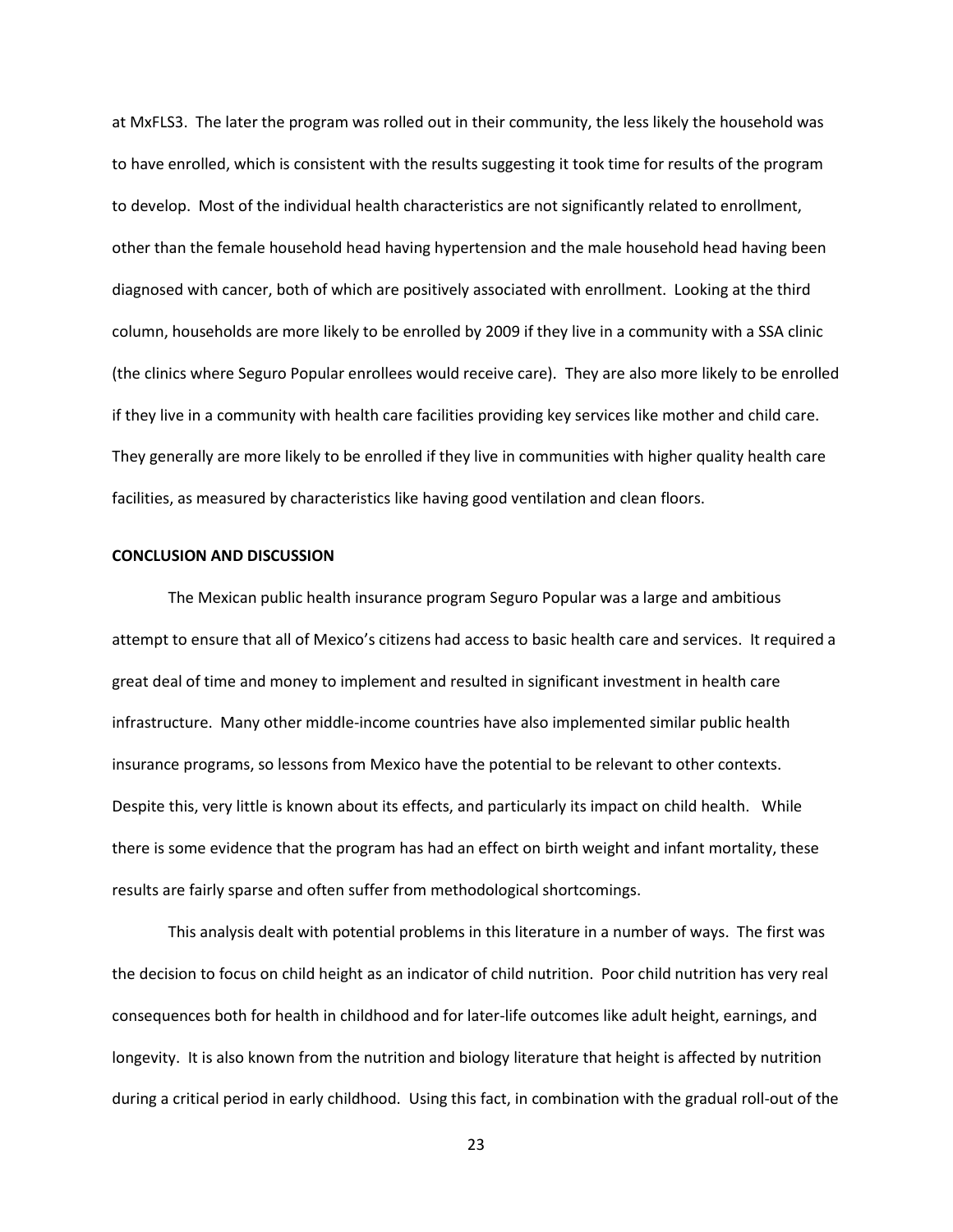at MxFLS3. The later the program was rolled out in their community, the less likely the household was to have enrolled, which is consistent with the results suggesting it took time for results of the program to develop. Most of the individual health characteristics are not significantly related to enrollment, other than the female household head having hypertension and the male household head having been diagnosed with cancer, both of which are positively associated with enrollment. Looking at the third column, households are more likely to be enrolled by 2009 if they live in a community with a SSA clinic (the clinics where Seguro Popular enrollees would receive care). They are also more likely to be enrolled if they live in a community with health care facilities providing key services like mother and child care. They generally are more likely to be enrolled if they live in communities with higher quality health care facilities, as measured by characteristics like having good ventilation and clean floors.

## CONCLUSION AND DISCUSSION

The Mexican public health insurance program Seguro Popular was a large and ambitious attempt to ensure that all of Mexico's citizens had access to basic health care and services. It required a great deal of time and money to implement and resulted in significant investment in health care infrastructure. Many other middle-income countries have also implemented similar public health insurance programs, so lessons from Mexico have the potential to be relevant to other contexts. Despite this, very little is known about its effects, and particularly its impact on child health. While there is some evidence that the program has had an effect on birth weight and infant mortality, these results are fairly sparse and often suffer from methodological shortcomings.

This analysis dealt with potential problems in this literature in a number of ways. The first was the decision to focus on child height as an indicator of child nutrition. Poor child nutrition has very real consequences both for health in childhood and for later-life outcomes like adult height, earnings, and longevity. It is also known from the nutrition and biology literature that height is affected by nutrition during a critical period in early childhood. Using this fact, in combination with the gradual roll-out of the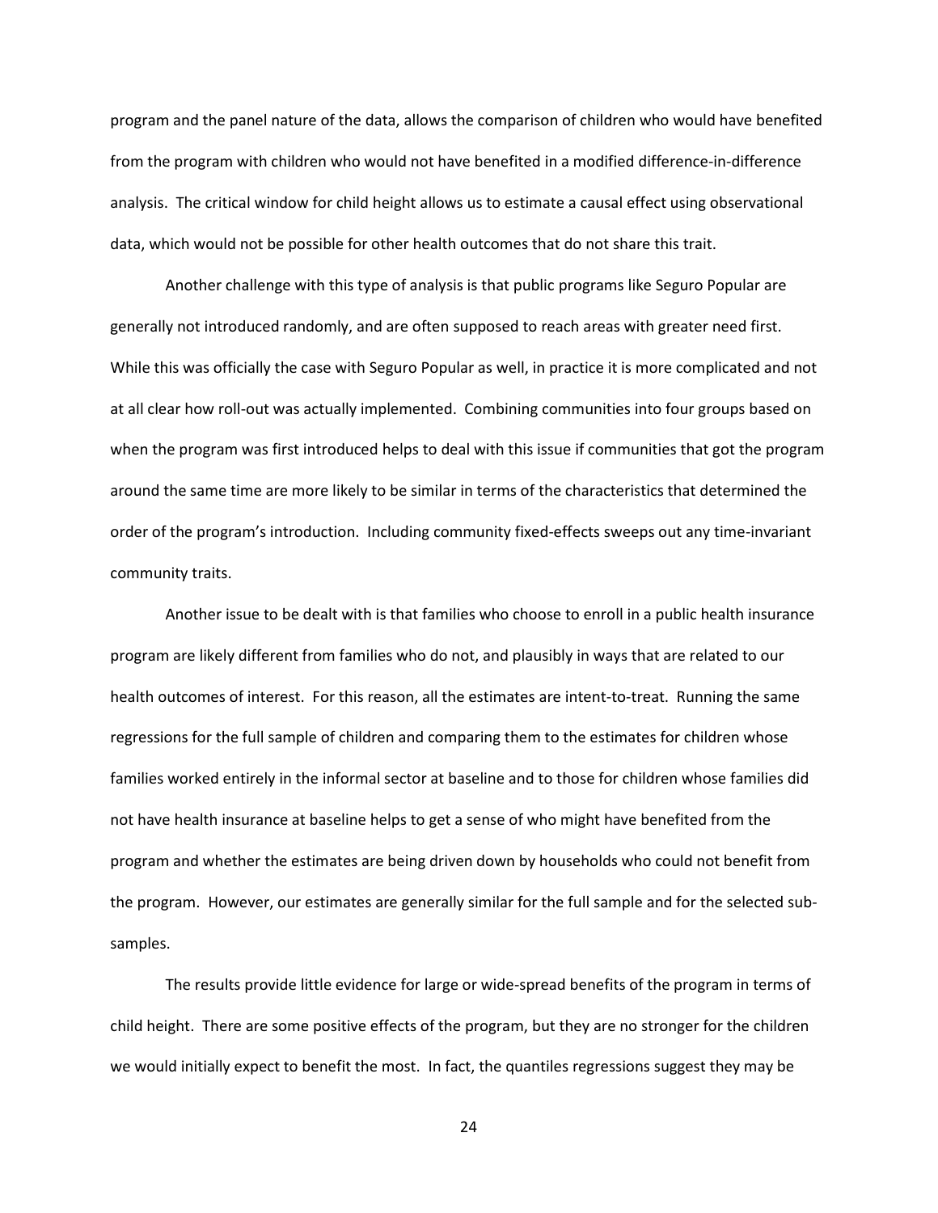program and the panel nature of the data, allows the comparison of children who would have benefited from the program with children who would not have benefited in a modified difference-in-difference analysis. The critical window for child height allows us to estimate a causal effect using observational data, which would not be possible for other health outcomes that do not share this trait.

Another challenge with this type of analysis is that public programs like Seguro Popular are generally not introduced randomly, and are often supposed to reach areas with greater need first. While this was officially the case with Seguro Popular as well, in practice it is more complicated and not at all clear how roll-out was actually implemented. Combining communities into four groups based on when the program was first introduced helps to deal with this issue if communities that got the program around the same time are more likely to be similar in terms of the characteristics that determined the order of the program's introduction. Including community fixed-effects sweeps out any time-invariant community traits.

Another issue to be dealt with is that families who choose to enroll in a public health insurance program are likely different from families who do not, and plausibly in ways that are related to our health outcomes of interest. For this reason, all the estimates are intent-to-treat. Running the same regressions for the full sample of children and comparing them to the estimates for children whose families worked entirely in the informal sector at baseline and to those for children whose families did not have health insurance at baseline helps to get a sense of who might have benefited from the program and whether the estimates are being driven down by households who could not benefit from the program. However, our estimates are generally similar for the full sample and for the selected sub-samples.

The results provide little evidence for large or wide-spread benefits of the program in terms of child height. There are some positive effects of the program, but they are no stronger for the children we would initially expect to benefit the most. In fact, the quantiles regressions suggest they may be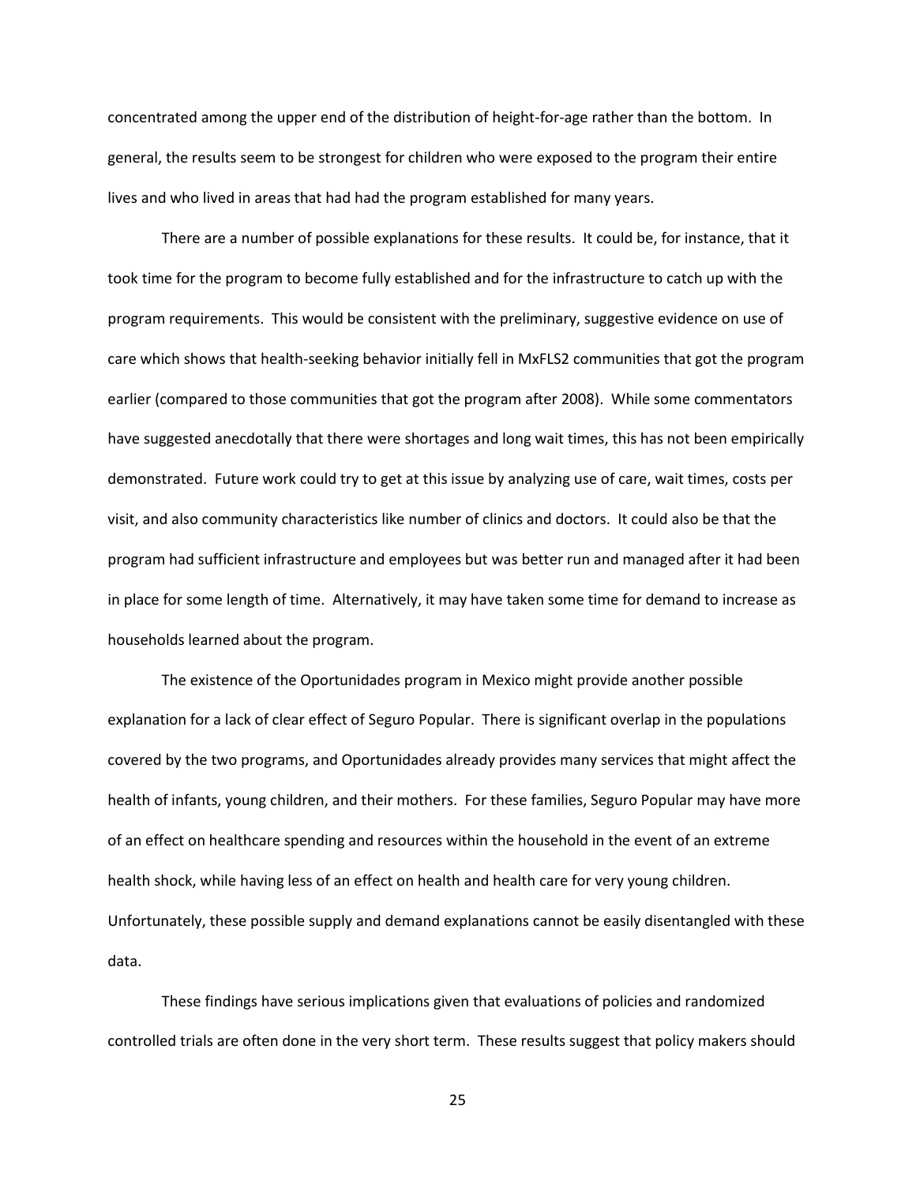concentrated among the upper end of the distribution of height-for-age rather than the bottom. In general, the results seem to be strongest for children who were exposed to the program their entire lives and who lived in areas that had had the program established for many years.

There are a number of possible explanations for these results. It could be, for instance, that it took time for the program to become fully established and for the infrastructure to catch up with the program requirements. This would be consistent with the preliminary, suggestive evidence on use of care which shows that health-seeking behavior initially fell in MxFLS2 communities that got the program earlier (compared to those communities that got the program after 2008). While some commentators have suggested anecdotally that there were shortages and long wait times, this has not been empirically demonstrated. Future work could try to get at this issue by analyzing use of care, wait times, costs per visit, and also community characteristics like number of clinics and doctors. It could also be that the program had sufficient infrastructure and employees but was better run and managed after it had been in place for some length of time. Alternatively, it may have taken some time for demand to increase as households learned about the program.

The existence of the Oportunidades program in Mexico might provide another possible explanation for a lack of clear effect of Seguro Popular. There is significant overlap in the populations covered by the two programs, and Oportunidades already provides many services that might affect the health of infants, young children, and their mothers. For these families, Seguro Popular may have more of an effect on healthcare spending and resources within the household in the event of an extreme health shock, while having less of an effect on health and health care for very young children. Unfortunately, these possible supply and demand explanations cannot be easily disentangled with these data.

These findings have serious implications given that evaluations of policies and randomized controlled trials are often done in the very short term. These results suggest that policy makers should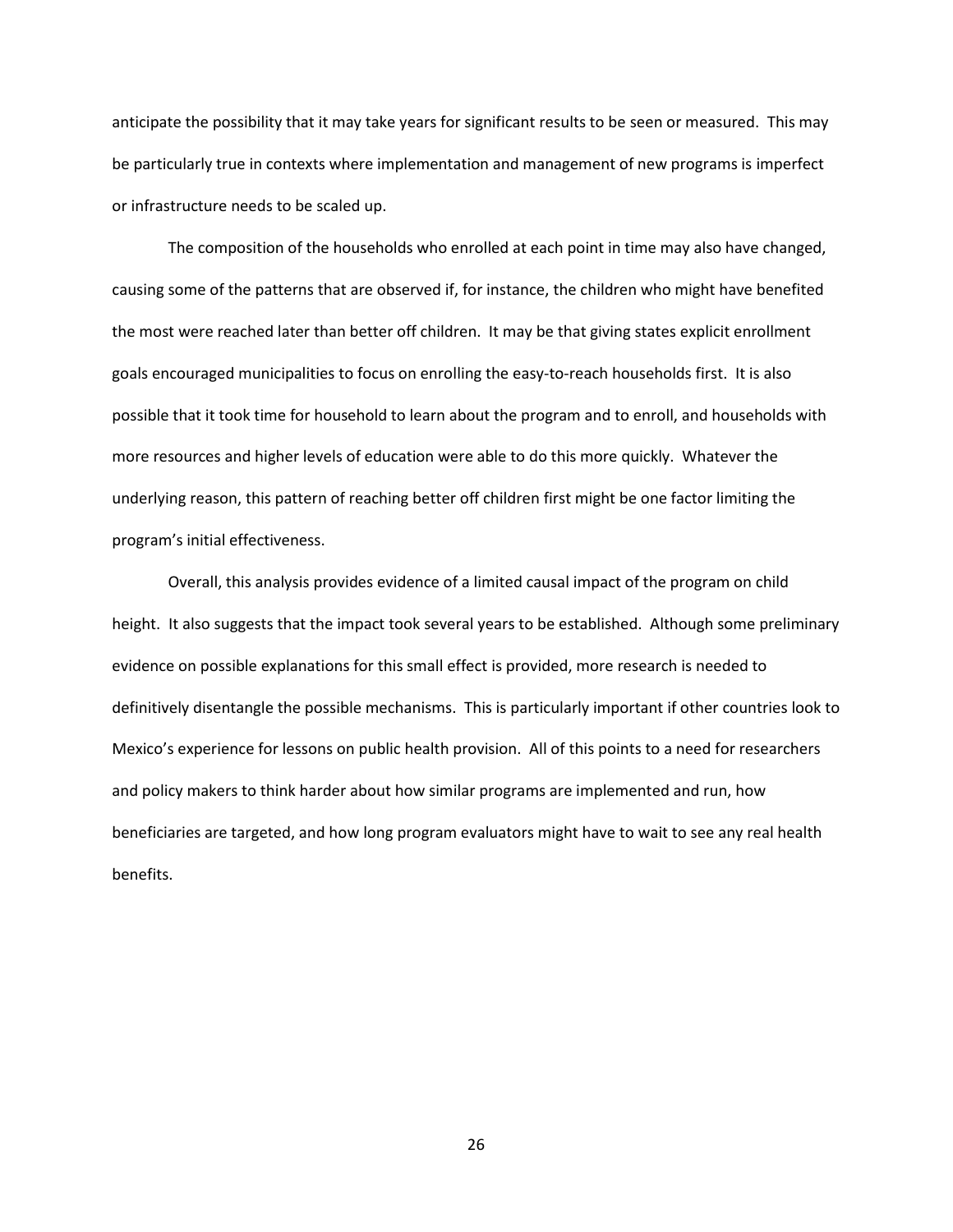anticipate the possibility that it may take years for significant results to be seen or measured. This may be particularly true in contexts where implementation and management of new programs is imperfect or infrastructure needs to be scaled up.

The composition of the households who enrolled at each point in time may also have changed, causing some of the patterns that are observed if, for instance, the children who might have benefited the most were reached later than better off children. It may be that giving states explicit enrollment goals encouraged municipalities to focus on enrolling the easy-to-reach households first. It is also possible that it took time for household to learn about the program and to enroll, and households with more resources and higher levels of education were able to do this more quickly. Whatever the underlying reason, this pattern of reaching better off children first might be one factor limiting the program's initial effectiveness.

Overall, this analysis provides evidence of a limited causal impact of the program on child height. It also suggests that the impact took several years to be established. Although some preliminary evidence on possible explanations for this small effect is provided, more research is needed to definitively disentangle the possible mechanisms. This is particularly important if other countries look to Mexico's experience for lessons on public health provision. All of this points to a need for researchers and policy makers to think harder about how similar programs are implemented and run, how beneficiaries are targeted, and how long program evaluators might have to wait to see any real health benefits.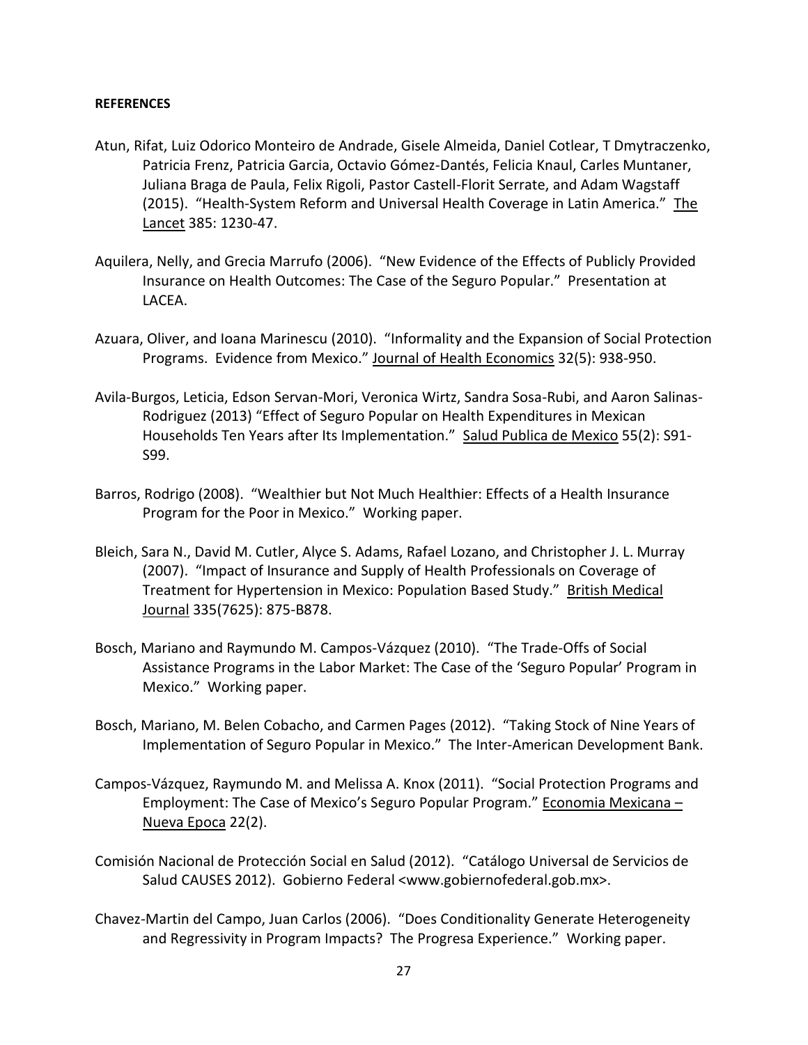**REFERENCES**

Atun, Rifat, Luiz Odorico Monteiro de Andrade, Gisele Almeida, Daniel Cotlear, T Dmytraczenko, Patricia Frenz, Patricia Garcia, Octavio Gómez-Dantés, Felicia Knaul, Carles Muntaner, Juliana Braga de Paula, Felix Rigoli, Pastor Castell-Florit Serrate, and Adam Wagstaff (2015). "Health-System Reform and Universal Health Coverage in Latin America." The Lancet 385: 1230-47.

Aquilera, Nelly, and Grecia Marrufo (2006). "New Evidence of the Effects of Publicly Provided Insurance on Health Outcomes: The Case of the Seguro Popular." Presentation at LACEA.

Azuara, Oliver, and Ioana Marinescu (2010). "Informality and the Expansion of Social Protection Programs. Evidence from Mexico." Journal of Health Economics 32(5): 938-950.

Avila-Burgos, Leticia, Edson Servan-Mori, Veronica Wirtz, Sandra Sosa-Rubi, and Aaron Salinas-Rodriguez (2013) "Effect of Seguro Popular on Health Expenditures in Mexican Households Ten Years after Its Implementation." Salud Publica de Mexico 55(2): S91-S99.

Barros, Rodrigo (2008). "Wealthier but Not Much Healthier: Effects of a Health Insurance Program for the Poor in Mexico." Working paper.

Bleich, Sara N., David M. Cutler, Alyce S. Adams, Rafael Lozano, and Christopher J. L. Murray (2007). "Impact of Insurance and Supply of Health Professionals on Coverage of Treatment for Hypertension in Mexico: Population Based Study." British Medical Journal 335(7625): 875-B878.

Bosch, Mariano and Raymundo M. Campos-Vázquez (2010). "The Trade-Offs of Social Assistance Programs in the Labor Market: The Case of the 'Seguro Popular' Program in Mexico." Working paper.

Bosch, Mariano, M. Belen Cobacho, and Carmen Pages (2012). "Taking Stock of Nine Years of Implementation of Seguro Popular in Mexico." The Inter-American Development Bank.

Campos-Vázquez, Raymundo M. and Melissa A. Knox (2011). "Social Protection Programs and Employment: The Case of Mexico's Seguro Popular Program." Economia Mexicana – Nueva Epoca 22(2).

Comisión Nacional de Protección Social en Salud (2012). "Catálogo Universal de Servicios de Salud CAUSES 2012). Gobierno Federal <www.gobiernofederal.gob.mx>.

Chavez-Martin del Campo, Juan Carlos (2006). "Does Conditionality Generate Heterogeneity and Regressivity in Program Impacts? The Progresa Experience." Working paper.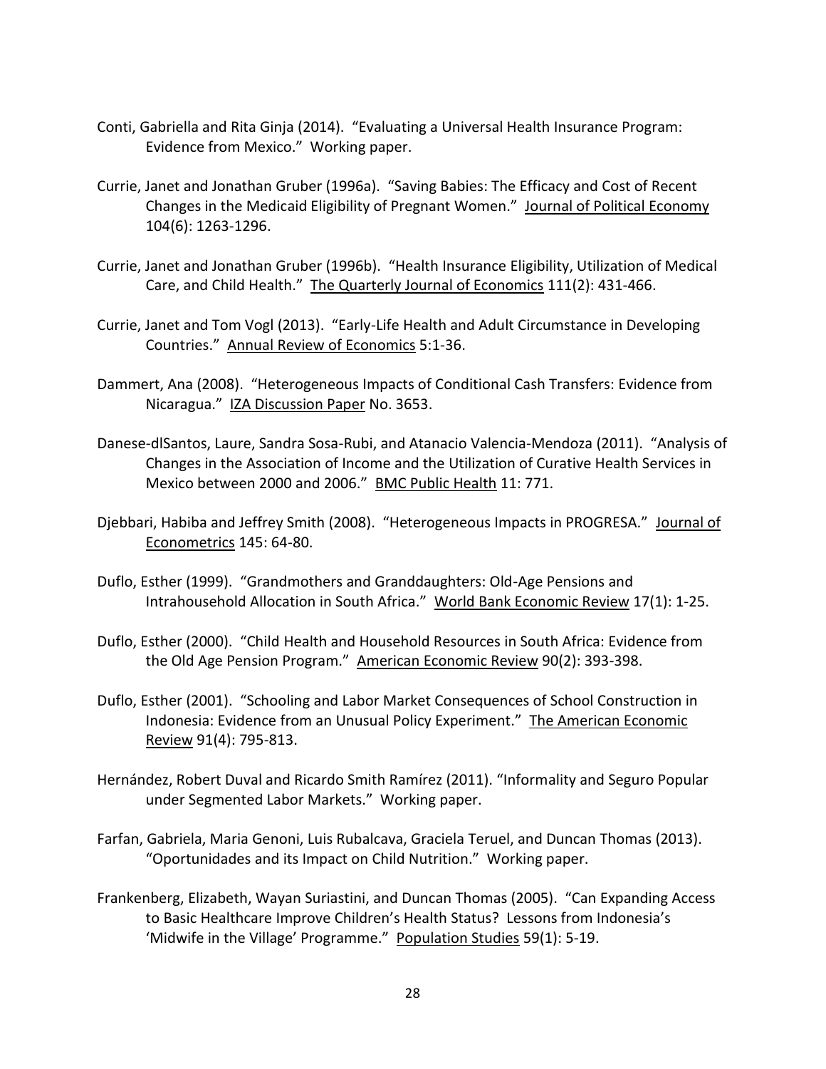Conti, Gabriella and Rita Ginja (2014). "Evaluating a Universal Health Insurance Program: Evidence from Mexico." Working paper.

Currie, Janet and Jonathan Gruber (1996a). "Saving Babies: The Efficacy and Cost of Recent Changes in the Medicaid Eligibility of Pregnant Women." Journal of Political Economy 104(6): 1263-1296.

Currie, Janet and Jonathan Gruber (1996b). "Health Insurance Eligibility, Utilization of Medical Care, and Child Health." The Quarterly Journal of Economics 111(2): 431-466.

Currie, Janet and Tom Vogl (2013). "Early-Life Health and Adult Circumstance in Developing Countries." Annual Review of Economics 5:1-36.

Dammert, Ana (2008). "Heterogeneous Impacts of Conditional Cash Transfers: Evidence from Nicaragua." IZA Discussion Paper No. 3653.

Danese-dlSantos, Laure, Sandra Sosa-Rubi, and Atanacio Valencia-Mendoza (2011). "Analysis of Changes in the Association of Income and the Utilization of Curative Health Services in Mexico between 2000 and 2006." BMC Public Health 11: 771.

Djebbari, Habiba and Jeffrey Smith (2008). "Heterogeneous Impacts in PROGRESA." Journal of Econometrics 145: 64-80.

Duflo, Esther (1999). "Grandmothers and Granddaughters: Old-Age Pensions and Intrahousehold Allocation in South Africa." World Bank Economic Review 17(1): 1-25.

Duflo, Esther (2000). "Child Health and Household Resources in South Africa: Evidence from the Old Age Pension Program." American Economic Review 90(2): 393-398.

Duflo, Esther (2001). "Schooling and Labor Market Consequences of School Construction in Indonesia: Evidence from an Unusual Policy Experiment." The American Economic Review 91(4): 795-813.

Hernández, Robert Duval and Ricardo Smith Ramírez (2011). "Informality and Seguro Popular under Segmented Labor Markets." Working paper.

Farfan, Gabriela, Maria Genoni, Luis Rubalcava, Graciela Teruel, and Duncan Thomas (2013). "Oportunidades and its Impact on Child Nutrition." Working paper.

Frankenberg, Elizabeth, Wayan Suriastini, and Duncan Thomas (2005). "Can Expanding Access to Basic Healthcare Improve Children's Health Status? Lessons from Indonesia's 'Midwife in the Village' Programme." Population Studies 59(1): 5-19.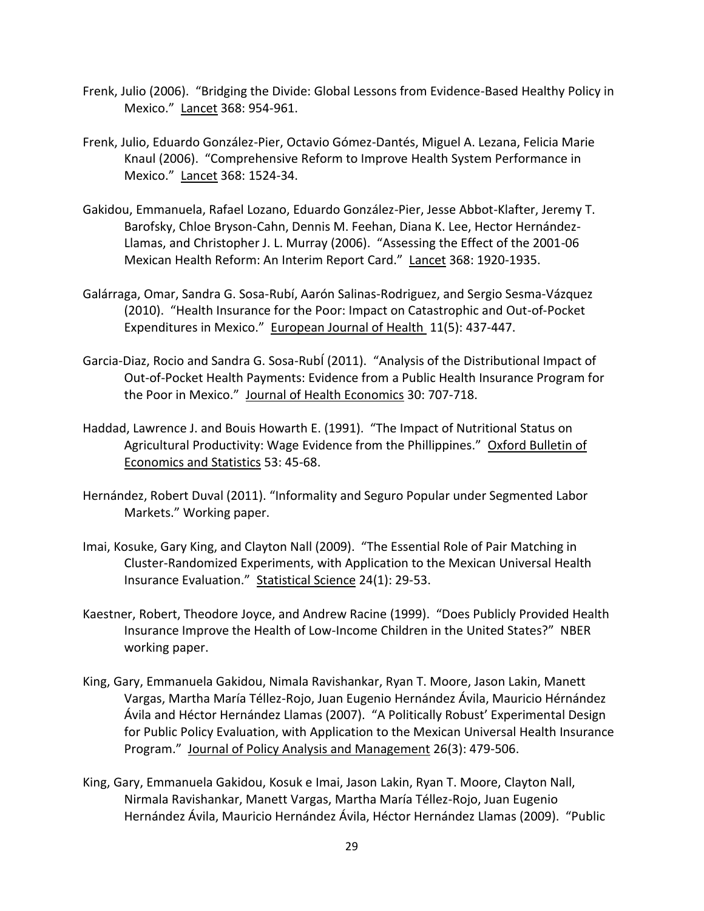Frenk, Julio (2006). "Bridging the Divide: Global Lessons from Evidence-Based Healthy Policy in Mexico." Lancet 368: 954-961.

Frenk, Julio, Eduardo González-Pier, Octavio Gómez-Dantés, Miguel A. Lezana, Felicia Marie Knaul (2006). "Comprehensive Reform to Improve Health System Performance in Mexico." Lancet 368: 1524-34.

Gakidou, Emmanuela, Rafael Lozano, Eduardo González-Pier, Jesse Abbot-Klafter, Jeremy T. Barofsky, Chloe Bryson-Cahn, Dennis M. Feehan, Diana K. Lee, Hector Hernández-Llamas, and Christopher J. L. Murray (2006). "Assessing the Effect of the 2001-06 Mexican Health Reform: An Interim Report Card." Lancet 368: 1920-1935.

Galárraga, Omar, Sandra G. Sosa-Rubí, Aarón Salinas-Rodriguez, and Sergio Sesma-Vázquez (2010). "Health Insurance for the Poor: Impact on Catastrophic and Out-of-Pocket Expenditures in Mexico." European Journal of Health 11(5): 437-447.

Garcia-Diaz, Rocio and Sandra G. Sosa-RubÍ (2011). "Analysis of the Distributional Impact of Out-of-Pocket Health Payments: Evidence from a Public Health Insurance Program for the Poor in Mexico." Journal of Health Economics 30: 707-718.

Haddad, Lawrence J. and Bouis Howarth E. (1991). "The Impact of Nutritional Status on Agricultural Productivity: Wage Evidence from the Phillippines." Oxford Bulletin of Economics and Statistics 53: 45-68.

Hernández, Robert Duval (2011). "Informality and Seguro Popular under Segmented Labor Markets." Working paper.

Imai, Kosuke, Gary King, and Clayton Nall (2009). "The Essential Role of Pair Matching in Cluster-Randomized Experiments, with Application to the Mexican Universal Health Insurance Evaluation." Statistical Science 24(1): 29-53.

Kaestner, Robert, Theodore Joyce, and Andrew Racine (1999). "Does Publicly Provided Health Insurance Improve the Health of Low-Income Children in the United States?" NBER working paper.

King, Gary, Emmanuela Gakidou, Nimala Ravishankar, Ryan T. Moore, Jason Lakin, Manett Vargas, Martha María Téllez-Rojo, Juan Eugenio Hernández Ávila, Mauricio Hérnández Ávila and Héctor Hernández Llamas (2007). "A Politically Robust' Experimental Design for Public Policy Evaluation, with Application to the Mexican Universal Health Insurance Program." Journal of Policy Analysis and Management 26(3): 479-506.

King, Gary, Emmanuela Gakidou, Kosuk e Imai, Jason Lakin, Ryan T. Moore, Clayton Nall, Nirmala Ravishankar, Manett Vargas, Martha María Téllez-Rojo, Juan Eugenio Hernández Ávila, Mauricio Hernández Ávila, Héctor Hernández Llamas (2009). "Public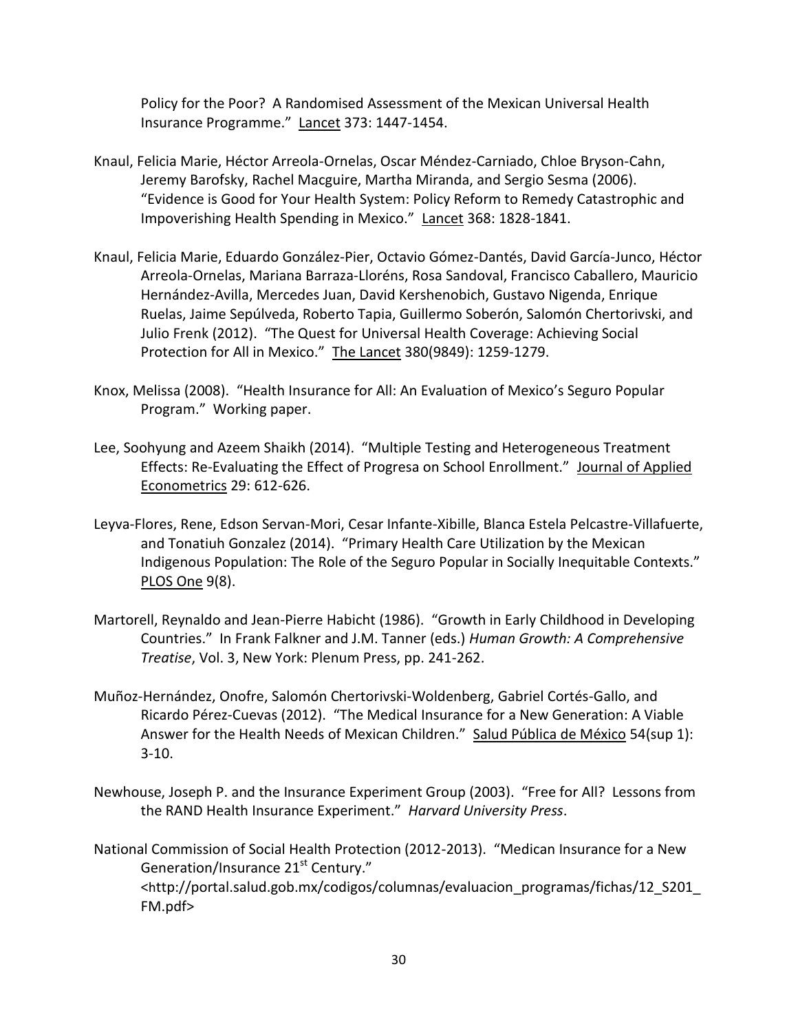Policy for the Poor? A Randomised Assessment of the Mexican Universal Health Insurance Programme." Lancet 373: 1447-1454.

Knaul, Felicia Marie, Héctor Arreola-Ornelas, Oscar Méndez-Carniado, Chloe Bryson-Cahn, Jeremy Barofsky, Rachel Macguire, Martha Miranda, and Sergio Sesma (2006). "Evidence is Good for Your Health System: Policy Reform to Remedy Catastrophic and Impoverishing Health Spending in Mexico." Lancet 368: 1828-1841.

Knaul, Felicia Marie, Eduardo González-Pier, Octavio Gómez-Dantés, David García-Junco, Héctor Arreola-Ornelas, Mariana Barraza-Lloréns, Rosa Sandoval, Francisco Caballero, Mauricio Hernández-Avilla, Mercedes Juan, David Kershenobich, Gustavo Nigenda, Enrique Ruelas, Jaime Sepúlveda, Roberto Tapia, Guillermo Soberón, Salomón Chertorivski, and Julio Frenk (2012). "The Quest for Universal Health Coverage: Achieving Social Protection for All in Mexico." The Lancet 380(9849): 1259-1279.

Knox, Melissa (2008). "Health Insurance for All: An Evaluation of Mexico's Seguro Popular Program." Working paper.

Lee, Soohyung and Azeem Shaikh (2014). "Multiple Testing and Heterogeneous Treatment Effects: Re-Evaluating the Effect of Progresa on School Enrollment." Journal of Applied Econometrics 29: 612-626.

Leyva-Flores, Rene, Edson Servan-Mori, Cesar Infante-Xibille, Blanca Estela Pelcastre-Villafuerte, and Tonatiuh Gonzalez (2014). "Primary Health Care Utilization by the Mexican Indigenous Population: The Role of the Seguro Popular in Socially Inequitable Contexts." PLOS One 9(8).

Martorell, Reynaldo and Jean-Pierre Habicht (1986). "Growth in Early Childhood in Developing Countries." In Frank Falkner and J.M. Tanner (eds.) *Human Growth: A Comprehensive Treatise*, Vol. 3, New York: Plenum Press, pp. 241-262.

Muñoz-Hernández, Onofre, Salomón Chertorivski-Woldenberg, Gabriel Cortés-Gallo, and Ricardo Pérez-Cuevas (2012). "The Medical Insurance for a New Generation: A Viable Answer for the Health Needs of Mexican Children." Salud Pública de México 54(sup 1): 3-10.

Newhouse, Joseph P. and the Insurance Experiment Group (2003). "Free for All? Lessons from the RAND Health Insurance Experiment." *Harvard University Press*.

National Commission of Social Health Protection (2012-2013). "Medican Insurance for a New Generation/Insurance 21st Century." <http://portal.salud.gob.mx/codigos/columnas/evaluacion_programas/fichas/12_S201_FM.pdf>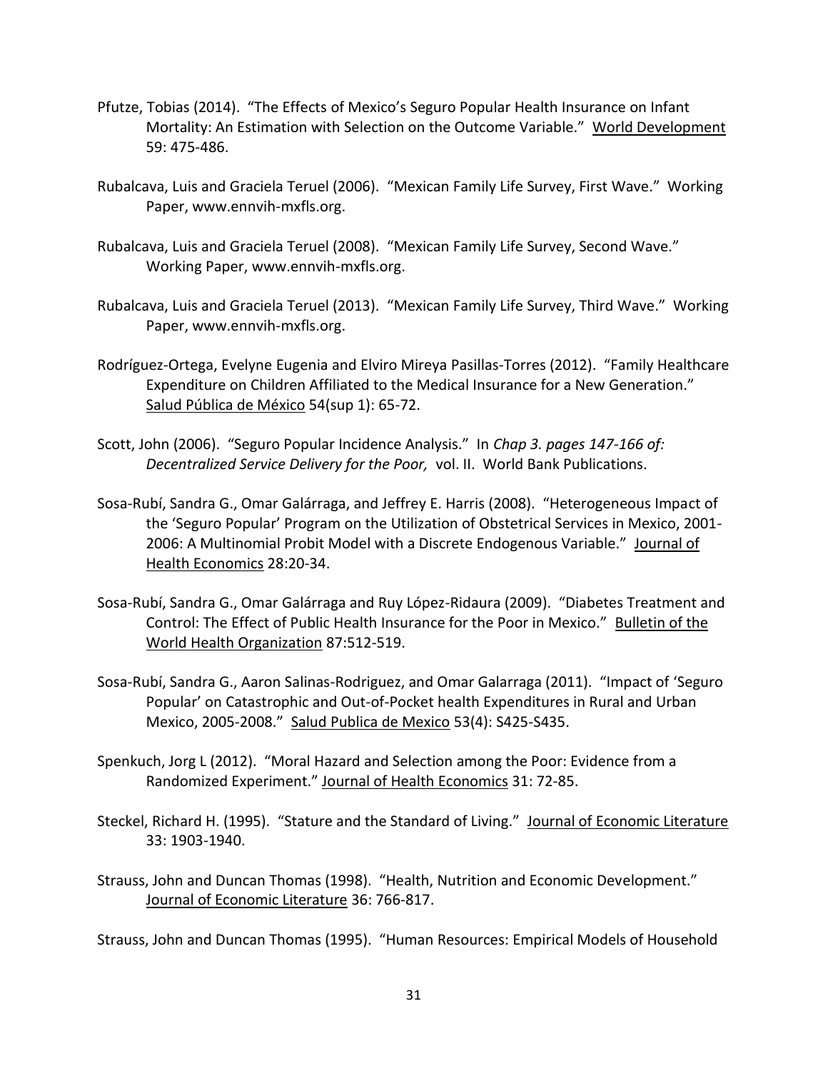Pfutze, Tobias (2014). "The Effects of Mexico's Seguro Popular Health Insurance on Infant Mortality: An Estimation with Selection on the Outcome Variable." World Development 59: 475-486.

Rubalcava, Luis and Graciela Teruel (2006). "Mexican Family Life Survey, First Wave." Working Paper, www.ennvih-mxfls.org.

Rubalcava, Luis and Graciela Teruel (2008). "Mexican Family Life Survey, Second Wave." Working Paper, www.ennvih-mxfls.org.

Rubalcava, Luis and Graciela Teruel (2013). "Mexican Family Life Survey, Third Wave." Working Paper, www.ennvih-mxfls.org.

Rodríguez-Ortega, Evelyne Eugenia and Elviro Mireya Pasillas-Torres (2012). "Family Healthcare Expenditure on Children Affiliated to the Medical Insurance for a New Generation." Salud Pública de México 54(sup 1): 65-72.

Scott, John (2006). "Seguro Popular Incidence Analysis." In *Chap 3. pages 147-166 of: Decentralized Service Delivery for the Poor,* vol. II. World Bank Publications.

Sosa-Rubí, Sandra G., Omar Galárraga, and Jeffrey E. Harris (2008). "Heterogeneous Impact of the 'Seguro Popular' Program on the Utilization of Obstetrical Services in Mexico, 2001-2006: A Multinomial Probit Model with a Discrete Endogenous Variable." Journal of Health Economics 28:20-34.

Sosa-Rubí, Sandra G., Omar Galárraga and Ruy López-Ridaura (2009). "Diabetes Treatment and Control: The Effect of Public Health Insurance for the Poor in Mexico." Bulletin of the World Health Organization 87:512-519.

Sosa-Rubí, Sandra G., Aaron Salinas-Rodriguez, and Omar Galarraga (2011). "Impact of 'Seguro Popular' on Catastrophic and Out-of-Pocket health Expenditures in Rural and Urban Mexico, 2005-2008." Salud Publica de Mexico 53(4): S425-S435.

Spenkuch, Jorg L (2012). "Moral Hazard and Selection among the Poor: Evidence from a Randomized Experiment." Journal of Health Economics 31: 72-85.

Steckel, Richard H. (1995). "Stature and the Standard of Living." Journal of Economic Literature 33: 1903-1940.

Strauss, John and Duncan Thomas (1998). "Health, Nutrition and Economic Development." Journal of Economic Literature 36: 766-817.

Strauss, John and Duncan Thomas (1995). "Human Resources: Empirical Models of Household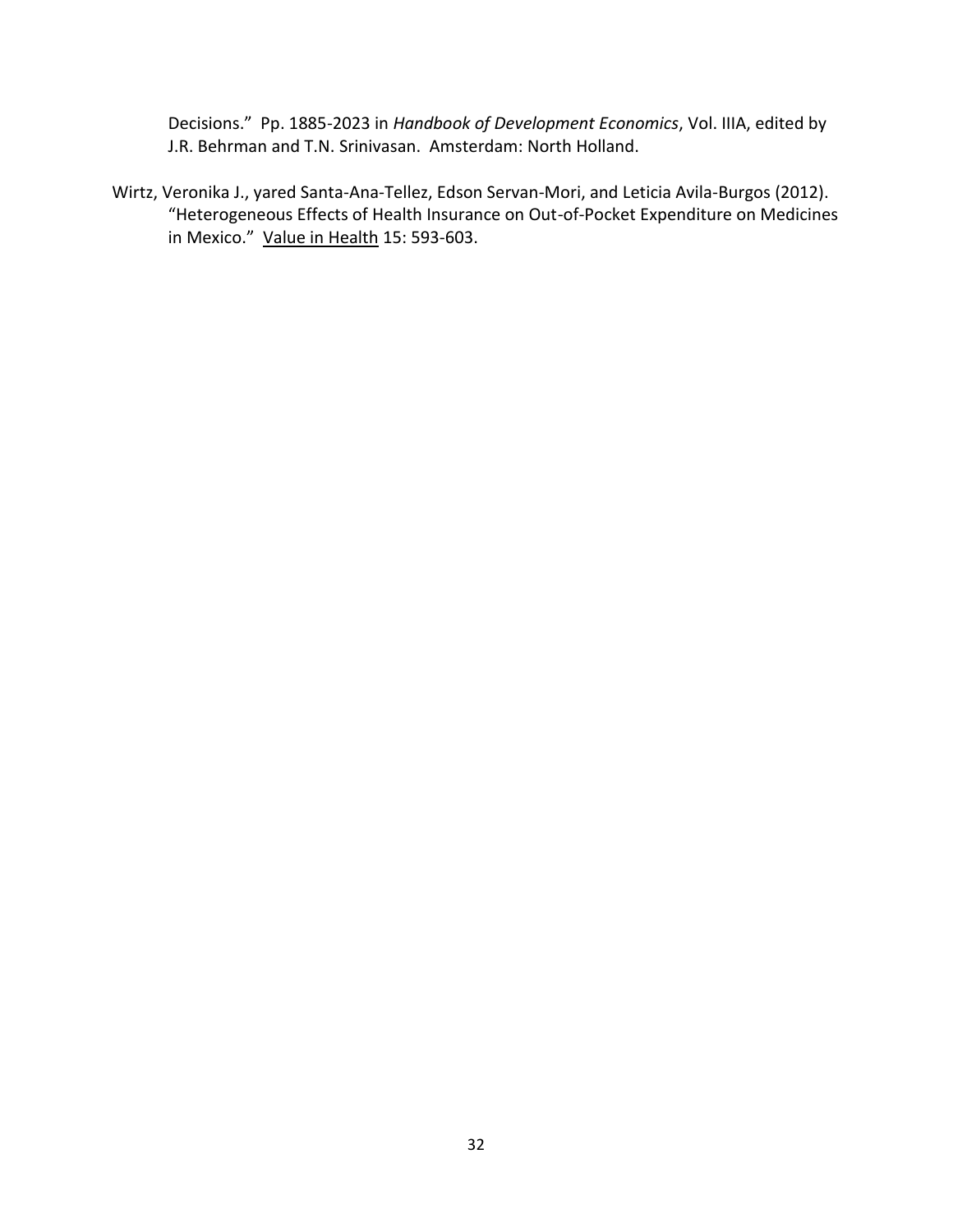Decisions." Pp. 1885-2023 in *Handbook of Development Economics*, Vol. IIIA, edited by J.R. Behrman and T.N. Srinivasan. Amsterdam: North Holland.

Wirtz, Veronika J., yared Santa-Ana-Tellez, Edson Servan-Mori, and Leticia Avila-Burgos (2012). "Heterogeneous Effects of Health Insurance on Out-of-Pocket Expenditure on Medicines in Mexico." Value in Health 15: 593-603.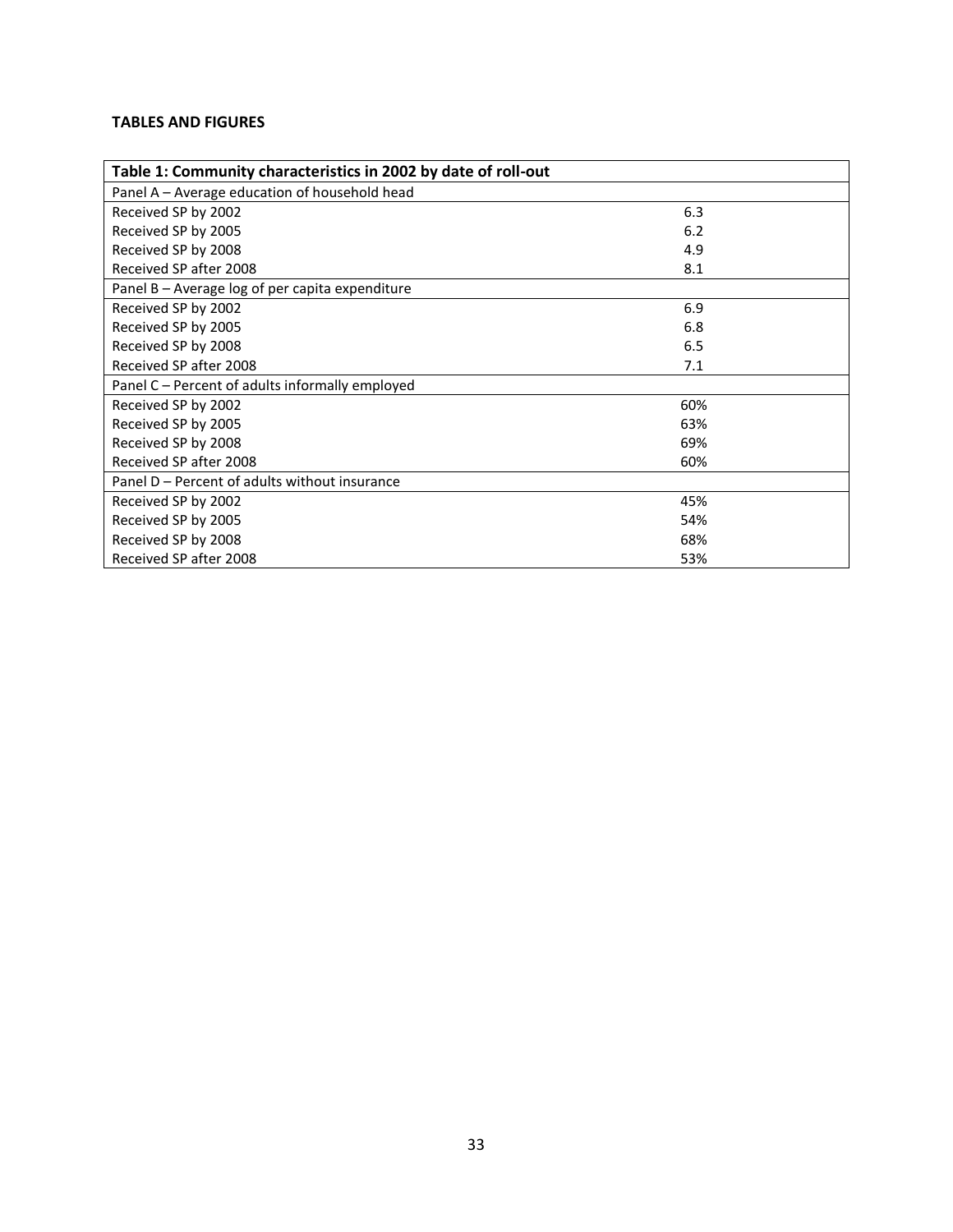## TABLES AND FIGURES

| Table 1: Community characteristics in 2002 by date of roll-out | |
|---|---|
| Panel A – Average education of household head | |
| Received SP by 2002 | 6.3 |
| Received SP by 2005 | 6.2 |
| Received SP by 2008 | 4.9 |
| Received SP after 2008 | 8.1 |
| Panel B – Average log of per capita expenditure | |
| Received SP by 2002 | 6.9 |
| Received SP by 2005 | 6.8 |
| Received SP by 2008 | 6.5 |
| Received SP after 2008 | 7.1 |
| Panel C – Percent of adults informally employed | |
| Received SP by 2002 | 60% |
| Received SP by 2005 | 63% |
| Received SP by 2008 | 69% |
| Received SP after 2008 | 60% |
| Panel D – Percent of adults without insurance | |
| Received SP by 2002 | 45% |
| Received SP by 2005 | 54% |
| Received SP by 2008 | 68% |
| Received SP after 2008 | 53% |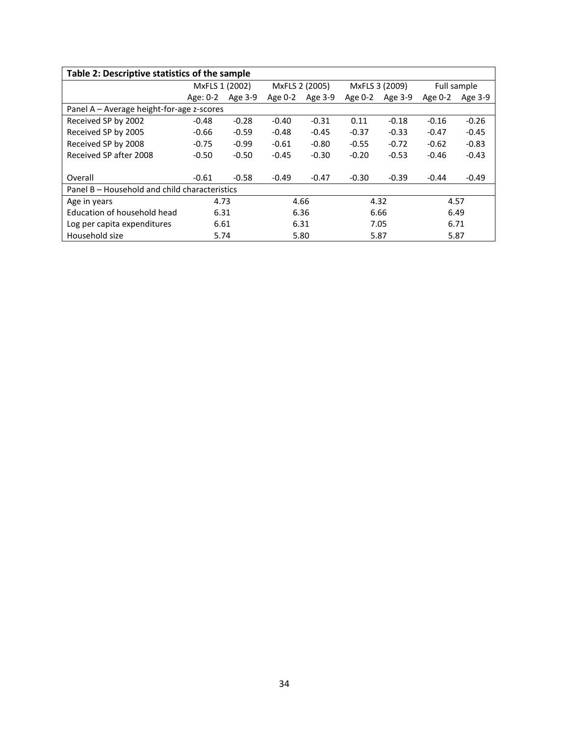| Table 2: Descriptive statistics of the sample | | | | | | | | |
|---|---|---|---|---|---|---|---|---|
| | MxFLS 1 (2002) | | MxFLS 2 (2005) | | MxFLS 3 (2009) | | Full sample | |
| | Age: 0-2 | Age 3-9 | Age 0-2 | Age 3-9 | Age 0-2 | Age 3-9 | Age 0-2 | Age 3-9 |
| Panel A – Average height-for-age z-scores | | | | | | | | |
| Received SP by 2002 | -0.48 | -0.28 | -0.40 | -0.31 | 0.11 | -0.18 | -0.16 | -0.26 |
| Received SP by 2005 | -0.66 | -0.59 | -0.48 | -0.45 | -0.37 | -0.33 | -0.47 | -0.45 |
| Received SP by 2008 | -0.75 | -0.99 | -0.61 | -0.80 | -0.55 | -0.72 | -0.62 | -0.83 |
| Received SP after 2008 | -0.50 | -0.50 | -0.45 | -0.30 | -0.20 | -0.53 | -0.46 | -0.43 |
| Overall | -0.61 | -0.58 | -0.49 | -0.47 | -0.30 | -0.39 | -0.44 | -0.49 |
| Panel B – Household and child characteristics | | | | | | | | |
| Age in years | 4.73 | | 4.66 | | 4.32 | | 4.57 | |
| Education of household head | 6.31 | | 6.36 | | 6.66 | | 6.49 | |
| Log per capita expenditures | 6.61 | | 6.31 | | 7.05 | | 6.71 | |
| Household size | 5.74 | | 5.80 | | 5.87 | | 5.87 | |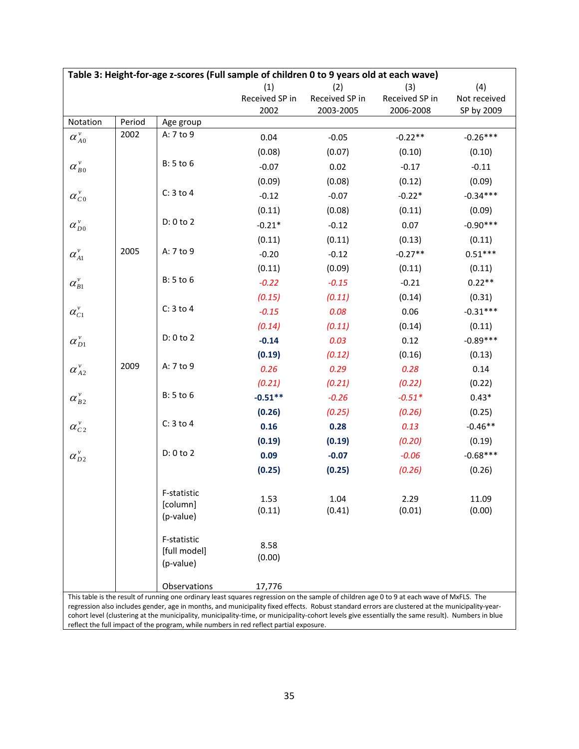**Table 3: Height-for-age z-scores (Full sample of children 0 to 9 years old at each wave)**

| Notation | Period | Age group | (1) Received SP in 2002 | (2) Received SP in 2003-2005 | (3) Received SP in 2006-2008 | (4) Not received SP by 2009 |
|---|---|---|---|---|---|---|
| $\alpha^{v}_{A0}$ | 2002 | A: 7 to 9 | 0.04 | -0.05 | -0.22** | -0.26*** |
| | | | (0.08) | (0.07) | (0.10) | (0.10) |
| $\alpha^{v}_{B0}$ | | B: 5 to 6 | -0.07 | 0.02 | -0.17 | -0.11 |
| | | | (0.09) | (0.08) | (0.12) | (0.09) |
| $\alpha^{v}_{C0}$ | | C: 3 to 4 | -0.12 | -0.07 | -0.22* | -0.34*** |
| | | | (0.11) | (0.08) | (0.11) | (0.09) |
| $\alpha^{v}_{D0}$ | | D: 0 to 2 | -0.21* | -0.12 | 0.07 | -0.90*** |
| | | | (0.11) | (0.11) | (0.13) | (0.11) |
| $\alpha^{v}_{A1}$ | 2005 | A: 7 to 9 | -0.20 | -0.12 | -0.27** | 0.51*** |
| | | | (0.11) | (0.09) | (0.11) | (0.11) |
| $\alpha^{v}_{B1}$ | | B: 5 to 6 | *-0.22* | *-0.15* | -0.21 | 0.22** |
| | | | *(0.15)* | *(0.11)* | (0.14) | (0.31) |
| $\alpha^{v}_{C1}$ | | C: 3 to 4 | *-0.15* | *0.08* | 0.06 | -0.31*** |
| | | | *(0.14)* | *(0.11)* | (0.14) | (0.11) |
| $\alpha^{v}_{D1}$ | | D: 0 to 2 | **-0.14** | *0.03* | 0.12 | -0.89*** |
| | | | **(0.19)** | *(0.12)* | (0.16) | (0.13) |
| $\alpha^{v}_{A2}$ | 2009 | A: 7 to 9 | *0.26* | *0.29* | *0.28* | 0.14 |
| | | | *(0.21)* | *(0.21)* | *(0.22)* | (0.22) |
| $\alpha^{v}_{B2}$ | | B: 5 to 6 | **-0.51\*\*** | *-0.26* | *-0.51\** | 0.43* |
| | | | **(0.26)** | *(0.25)* | *(0.26)* | (0.25) |
| $\alpha^{v}_{C2}$ | | C: 3 to 4 | **0.16** | **0.28** | *0.13* | -0.46** |
| | | | **(0.19)** | **(0.19)** | *(0.20)* | (0.19) |
| $\alpha^{v}_{D2}$ | | D: 0 to 2 | **0.09** | **-0.07** | *-0.06* | -0.68*** |
| | | | **(0.25)** | **(0.25)** | *(0.26)* | (0.26) |
| | | F-statistic [column] (p-value) | 1.53 (0.11) | 1.04 (0.41) | 2.29 (0.01) | 11.09 (0.00) |
| | | F-statistic [full model] (p-value) | 8.58 (0.00) | | | |
| | | Observations | 17,776 | | | |

This table is the result of running one ordinary least squares regression on the sample of children age 0 to 9 at each wave of MxFLS. The regression also includes gender, age in months, and municipality fixed effects. Robust standard errors are clustered at the municipality-year-cohort level (clustering at the municipality, municipality-time, or municipality-cohort levels give essentially the same result). Numbers in blue reflect the full impact of the program, while numbers in red reflect partial exposure.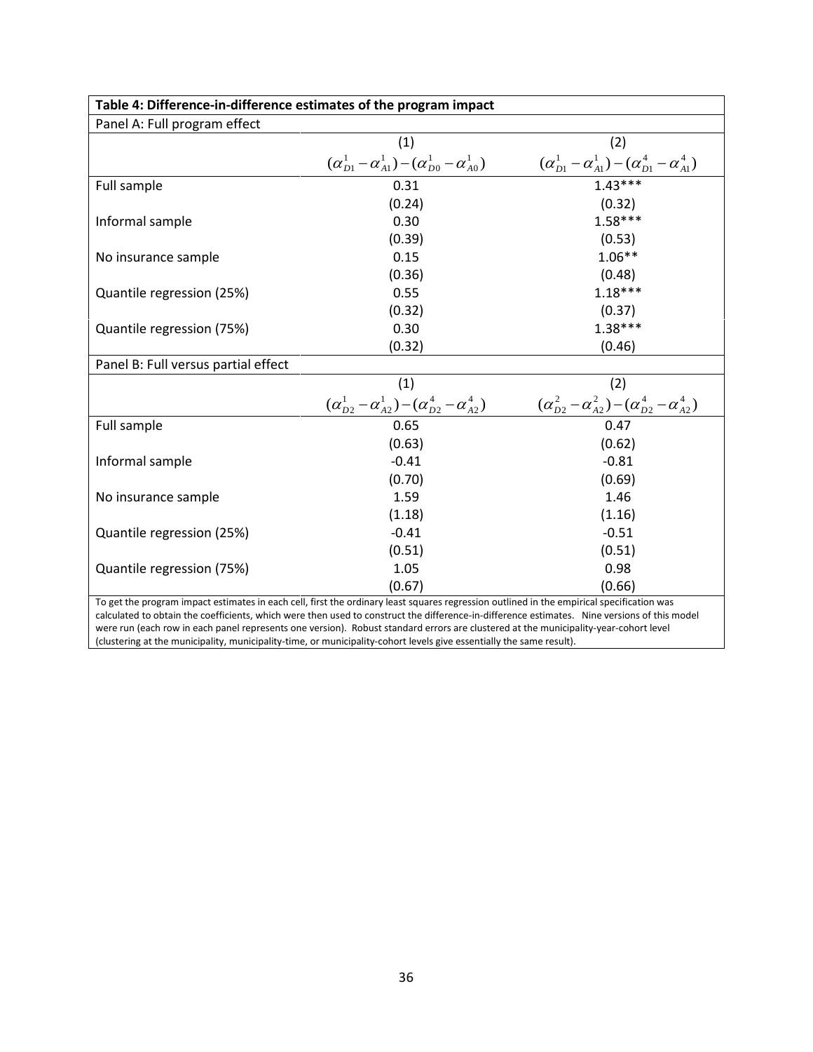**Table 4: Difference-in-difference estimates of the program impact**

| Panel A: Full program effect | | |
|---|---|---|
| | (1) | (2) |
| | $(\alpha^1_{D1} - \alpha^1_{A1}) - (\alpha^1_{D0} - \alpha^1_{A0})$ | $(\alpha^1_{D1} - \alpha^1_{A1}) - (\alpha^4_{D1} - \alpha^4_{A1})$ |
| Full sample | 0.31 | 1.43*** |
| | (0.24) | (0.32) |
| Informal sample | 0.30 | 1.58*** |
| | (0.39) | (0.53) |
| No insurance sample | 0.15 | 1.06** |
| | (0.36) | (0.48) |
| Quantile regression (25%) | 0.55 | 1.18*** |
| | (0.32) | (0.37) |
| Quantile regression (75%) | 0.30 | 1.38*** |
| | (0.32) | (0.46) |

| Panel B: Full versus partial effect | | |
|---|---|---|
| | (1) | (2) |
| | $(\alpha^1_{D2} - \alpha^1_{A2}) - (\alpha^4_{D2} - \alpha^4_{A2})$ | $(\alpha^2_{D2} - \alpha^2_{A2}) - (\alpha^4_{D2} - \alpha^4_{A2})$ |
| Full sample | 0.65 | 0.47 |
| | (0.63) | (0.62) |
| Informal sample | -0.41 | -0.81 |
| | (0.70) | (0.69) |
| No insurance sample | 1.59 | 1.46 |
| | (1.18) | (1.16) |
| Quantile regression (25%) | -0.41 | -0.51 |
| | (0.51) | (0.51) |
| Quantile regression (75%) | 1.05 | 0.98 |
| | (0.67) | (0.66) |

To get the program impact estimates in each cell, first the ordinary least squares regression outlined in the empirical specification was calculated to obtain the coefficients, which were then used to construct the difference-in-difference estimates. Nine versions of this model were run (each row in each panel represents one version). Robust standard errors are clustered at the municipality-year-cohort level (clustering at the municipality, municipality-time, or municipality-cohort levels give essentially the same result).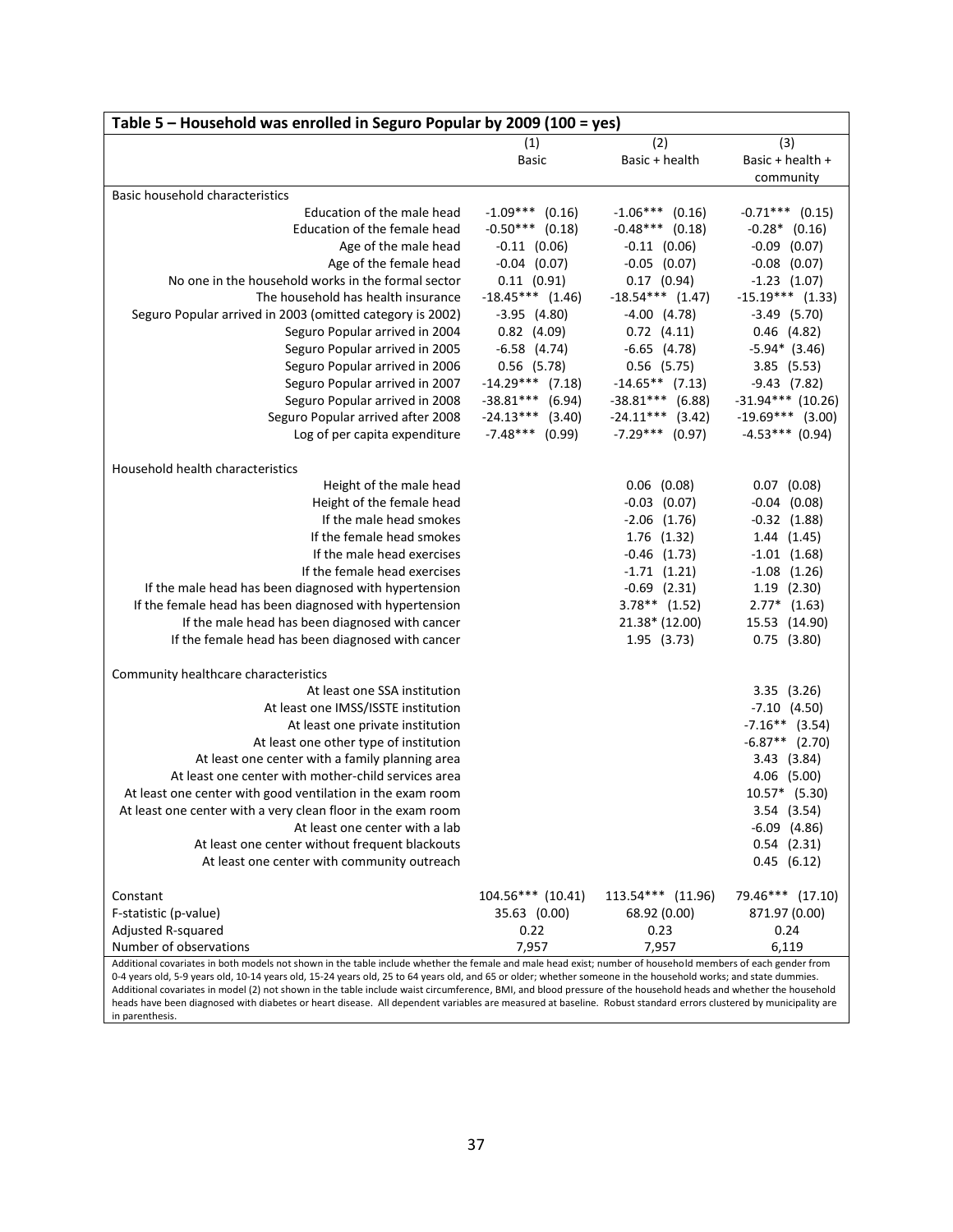| Table 5 – Household was enrolled in Seguro Popular by 2009 (100 = yes) | (1) | (2) | (3) |
|---|---|---|---|
| | Basic | Basic + health | Basic + health + community |
| Basic household characteristics | | | |
| Education of the male head | -1.09*** (0.16) | -1.06*** (0.16) | -0.71*** (0.15) |
| Education of the female head | -0.50*** (0.18) | -0.48*** (0.18) | -0.28* (0.16) |
| Age of the male head | -0.11 (0.06) | -0.11 (0.06) | -0.09 (0.07) |
| Age of the female head | -0.04 (0.07) | -0.05 (0.07) | -0.08 (0.07) |
| No one in the household works in the formal sector | 0.11 (0.91) | 0.17 (0.94) | -1.23 (1.07) |
| The household has health insurance | -18.45*** (1.46) | -18.54*** (1.47) | -15.19*** (1.33) |
| Seguro Popular arrived in 2003 (omitted category is 2002) | -3.95 (4.80) | -4.00 (4.78) | -3.49 (5.70) |
| Seguro Popular arrived in 2004 | 0.82 (4.09) | 0.72 (4.11) | 0.46 (4.82) |
| Seguro Popular arrived in 2005 | -6.58 (4.74) | -6.65 (4.78) | -5.94* (3.46) |
| Seguro Popular arrived in 2006 | 0.56 (5.78) | 0.56 (5.75) | 3.85 (5.53) |
| Seguro Popular arrived in 2007 | -14.29*** (7.18) | -14.65** (7.13) | -9.43 (7.82) |
| Seguro Popular arrived in 2008 | -38.81*** (6.94) | -38.81*** (6.88) | -31.94*** (10.26) |
| Seguro Popular arrived after 2008 | -24.13*** (3.40) | -24.11*** (3.42) | -19.69*** (3.00) |
| Log of per capita expenditure | -7.48*** (0.99) | -7.29*** (0.97) | -4.53*** (0.94) |
| Household health characteristics | | | |
| Height of the male head | | 0.06 (0.08) | 0.07 (0.08) |
| Height of the female head | | -0.03 (0.07) | -0.04 (0.08) |
| If the male head smokes | | -2.06 (1.76) | -0.32 (1.88) |
| If the female head smokes | | 1.76 (1.32) | 1.44 (1.45) |
| If the male head exercises | | -0.46 (1.73) | -1.01 (1.68) |
| If the female head exercises | | -1.71 (1.21) | -1.08 (1.26) |
| If the male head has been diagnosed with hypertension | | -0.69 (2.31) | 1.19 (2.30) |
| If the female head has been diagnosed with hypertension | | 3.78** (1.52) | 2.77* (1.63) |
| If the male head has been diagnosed with cancer | | 21.38* (12.00) | 15.53 (14.90) |
| If the female head has been diagnosed with cancer | | 1.95 (3.73) | 0.75 (3.80) |
| Community healthcare characteristics | | | |
| At least one SSA institution | | | 3.35 (3.26) |
| At least one IMSS/ISSTE institution | | | -7.10 (4.50) |
| At least one private institution | | | -7.16** (3.54) |
| At least one other type of institution | | | -6.87** (2.70) |
| At least one center with a family planning area | | | 3.43 (3.84) |
| At least one center with mother-child services area | | | 4.06 (5.00) |
| At least one center with good ventilation in the exam room | | | 10.57* (5.30) |
| At least one center with a very clean floor in the exam room | | | 3.54 (3.54) |
| At least one center with a lab | | | -6.09 (4.86) |
| At least one center without frequent blackouts | | | 0.54 (2.31) |
| At least one center with community outreach | | | 0.45 (6.12) |
| Constant | 104.56*** (10.41) | 113.54*** (11.96) | 79.46*** (17.10) |
| F-statistic (p-value) | 35.63 (0.00) | 68.92 (0.00) | 871.97 (0.00) |
| Adjusted R-squared | 0.22 | 0.23 | 0.24 |
| Number of observations | 7,957 | 7,957 | 6,119 |

Additional covariates in both models not shown in the table include whether the female and male head exist; number of household members of each gender from 0-4 years old, 5-9 years old, 10-14 years old, 15-24 years old, 25 to 64 years old, and 65 or older; whether someone in the household works; and state dummies. Additional covariates in model (2) not shown in the table include waist circumference, BMI, and blood pressure of the household heads and whether the household heads have been diagnosed with diabetes or heart disease. All dependent variables are measured at baseline. Robust standard errors clustered by municipality are in parenthesis.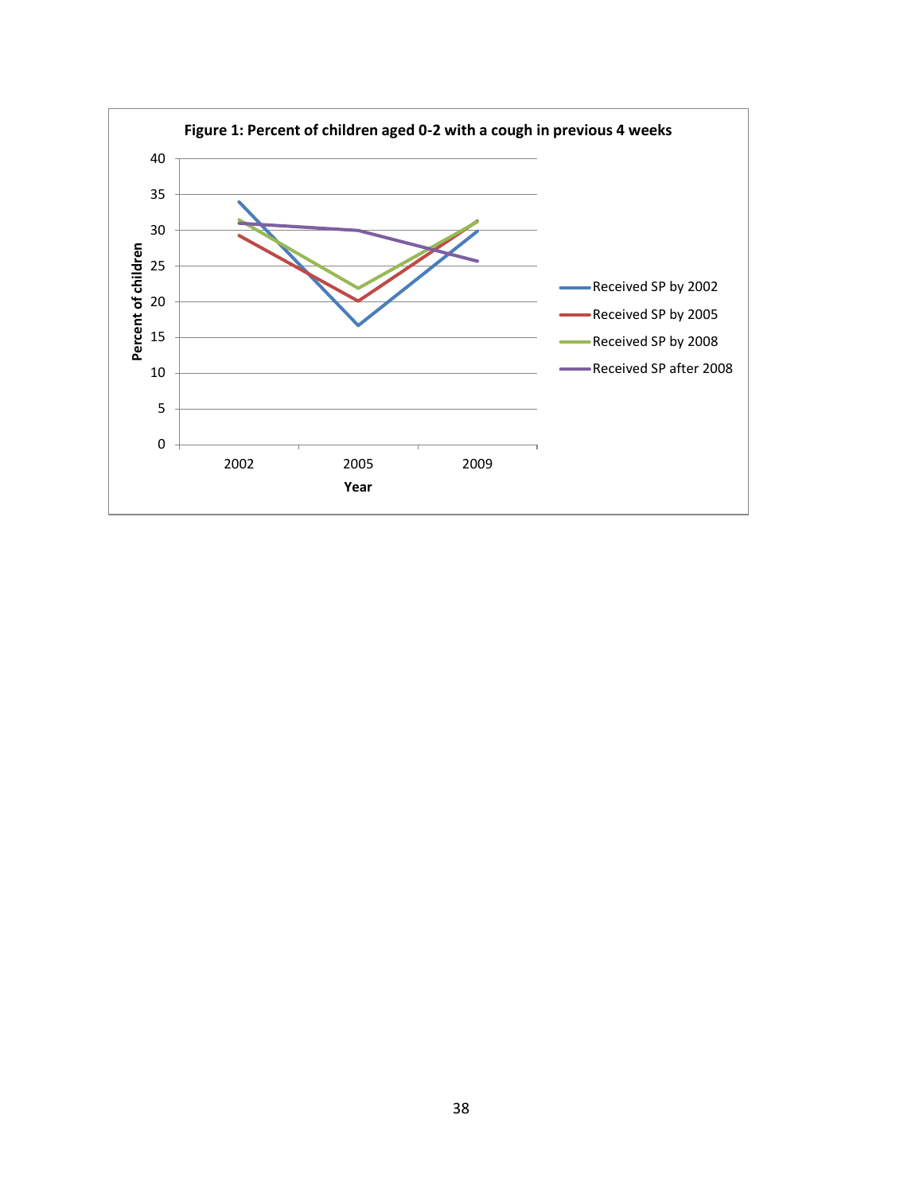**Figure 1: Percent of children aged 0-2 with a cough in previous 4 weeks**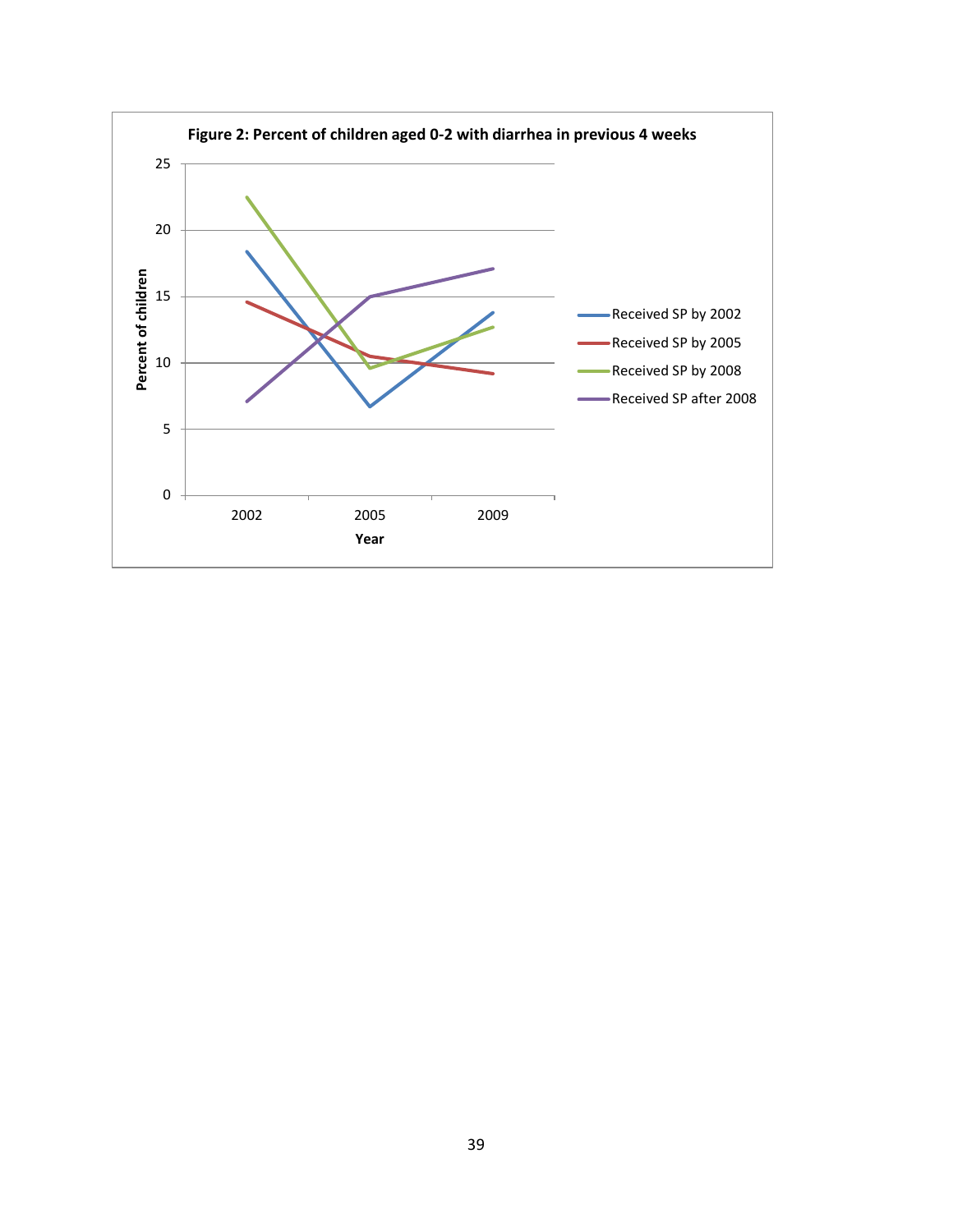**Figure 2: Percent of children aged 0-2 with diarrhea in previous 4 weeks**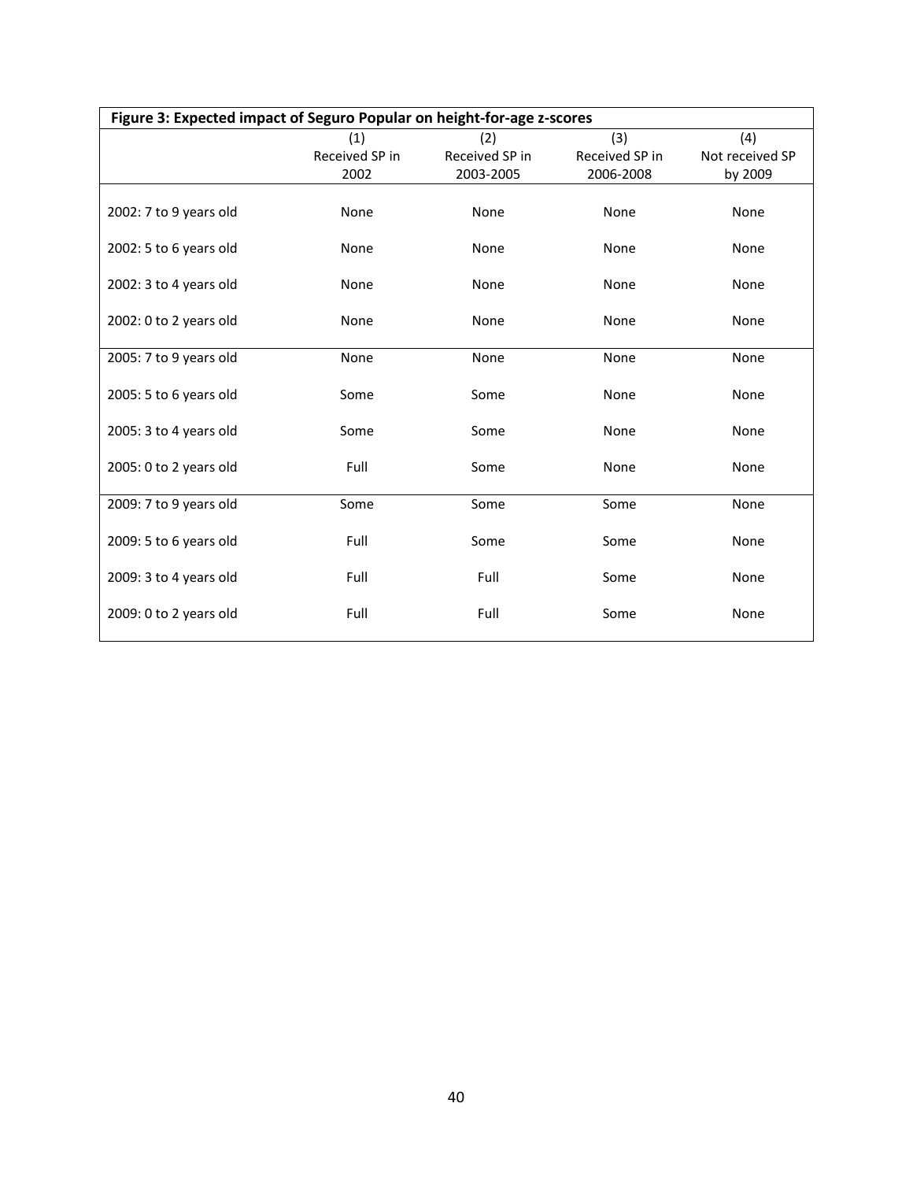**Figure 3: Expected impact of Seguro Popular on height-for-age z-scores**

| | (1)<br>Received SP in 2002 | (2)<br>Received SP in 2003-2005 | (3)<br>Received SP in 2006-2008 | (4)<br>Not received SP by 2009 |
|---|---|---|---|---|
| 2002: 7 to 9 years old | None | None | None | None |
| 2002: 5 to 6 years old | None | None | None | None |
| 2002: 3 to 4 years old | None | None | None | None |
| 2002: 0 to 2 years old | None | None | None | None |
| 2005: 7 to 9 years old | None | None | None | None |
| 2005: 5 to 6 years old | Some | Some | None | None |
| 2005: 3 to 4 years old | Some | Some | None | None |
| 2005: 0 to 2 years old | Full | Some | None | None |
| 2009: 7 to 9 years old | Some | Some | Some | None |
| 2009: 5 to 6 years old | Full | Some | Some | None |
| 2009: 3 to 4 years old | Full | Full | Some | None |
| 2009: 0 to 2 years old | Full | Full | Some | None |